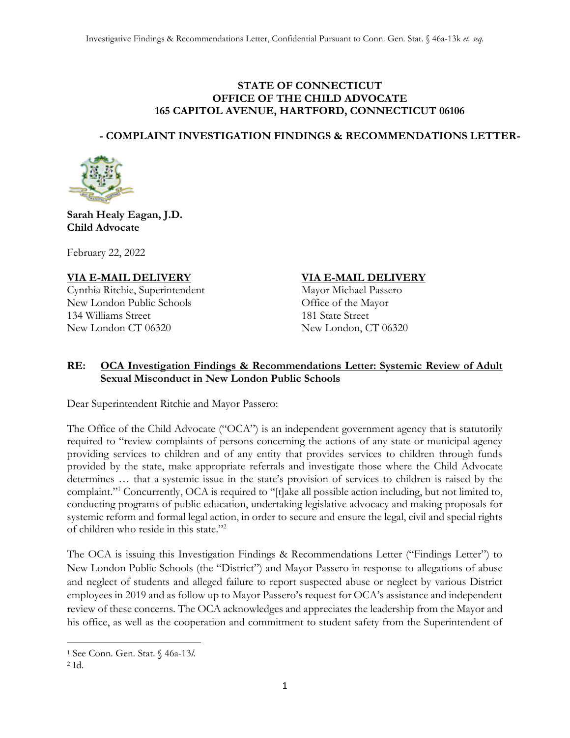**STATE OF CONNECTICUT**
**OFFICE OF THE CHILD ADVOCATE**
**165 CAPITOL AVENUE, HARTFORD, CONNECTICUT 06106**

**- COMPLAINT INVESTIGATION FINDINGS & RECOMMENDATIONS LETTER-**

**Sarah Healy Eagan, J.D.**
**Child Advocate**

February 22, 2022

**VIA E-MAIL DELIVERY**
Cynthia Ritchie, Superintendent
New London Public Schools
134 Williams Street
New London CT 06320

**VIA E-MAIL DELIVERY**
Mayor Michael Passero
Office of the Mayor
181 State Street
New London, CT 06320

**RE: OCA Investigation Findings & Recommendations Letter: Systemic Review of Adult Sexual Misconduct in New London Public Schools**

Dear Superintendent Ritchie and Mayor Passero:

The Office of the Child Advocate ("OCA") is an independent government agency that is statutorily required to "review complaints of persons concerning the actions of any state or municipal agency providing services to children and of any entity that provides services to children through funds provided by the state, make appropriate referrals and investigate those where the Child Advocate determines … that a systemic issue in the state's provision of services to children is raised by the complaint."[1] Concurrently, OCA is required to "[t]ake all possible action including, but not limited to, conducting programs of public education, undertaking legislative advocacy and making proposals for systemic reform and formal legal action, in order to secure and ensure the legal, civil and special rights of children who reside in this state."[2]

The OCA is issuing this Investigation Findings & Recommendations Letter ("Findings Letter") to New London Public Schools (the "District") and Mayor Passero in response to allegations of abuse and neglect of students and alleged failure to report suspected abuse or neglect by various District employees in 2019 and as follow up to Mayor Passero's request for OCA's assistance and independent review of these concerns. The OCA acknowledges and appreciates the leadership from the Mayor and his office, as well as the cooperation and commitment to student safety from the Superintendent of

---

[1] See Conn. Gen. Stat. § 46a-13*l*.

[2] Id.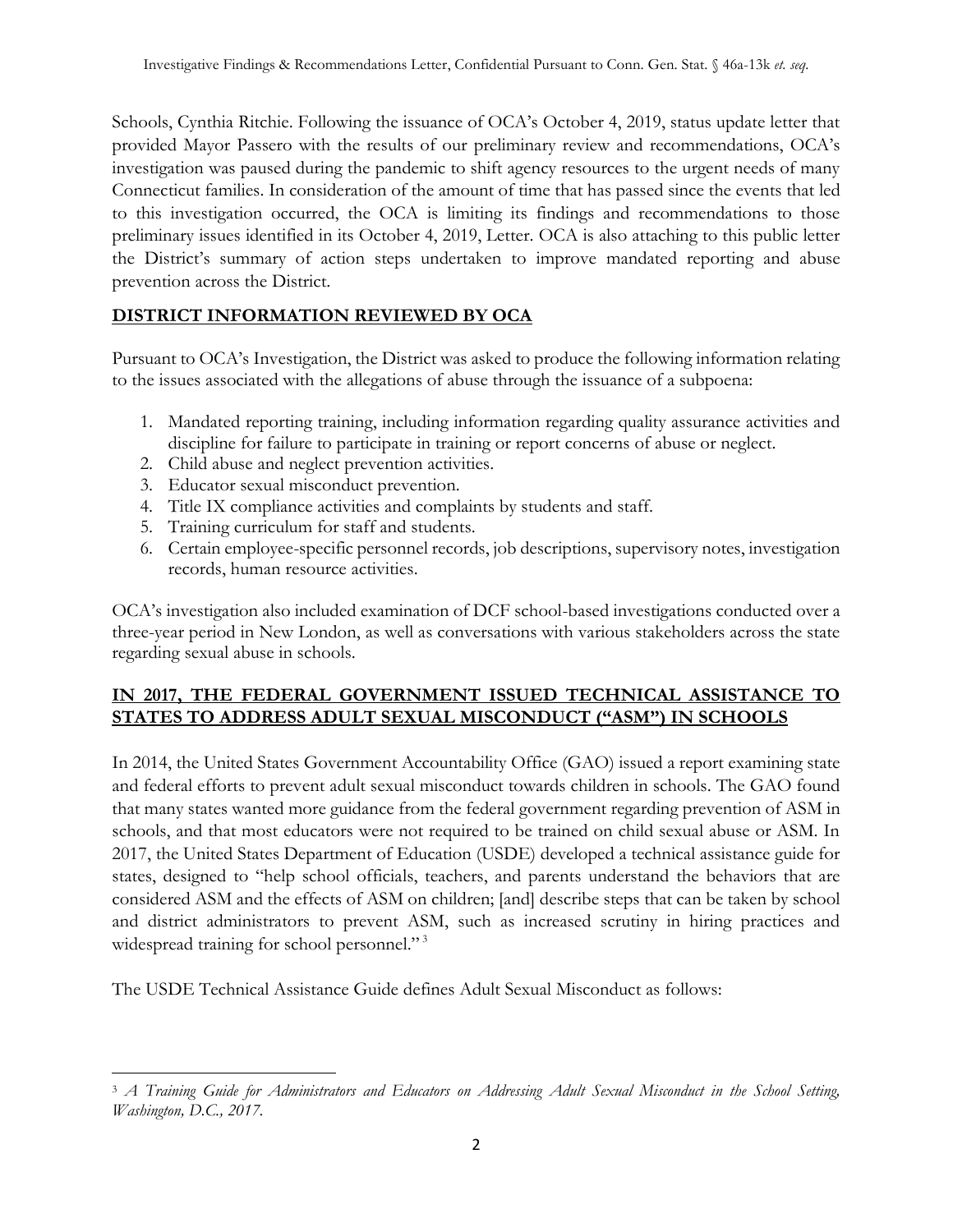Schools, Cynthia Ritchie. Following the issuance of OCA's October 4, 2019, status update letter that provided Mayor Passero with the results of our preliminary review and recommendations, OCA's investigation was paused during the pandemic to shift agency resources to the urgent needs of many Connecticut families. In consideration of the amount of time that has passed since the events that led to this investigation occurred, the OCA is limiting its findings and recommendations to those preliminary issues identified in its October 4, 2019, Letter. OCA is also attaching to this public letter the District's summary of action steps undertaken to improve mandated reporting and abuse prevention across the District.

## DISTRICT INFORMATION REVIEWED BY OCA

Pursuant to OCA's Investigation, the District was asked to produce the following information relating to the issues associated with the allegations of abuse through the issuance of a subpoena:

1. Mandated reporting training, including information regarding quality assurance activities and discipline for failure to participate in training or report concerns of abuse or neglect.
2. Child abuse and neglect prevention activities.
3. Educator sexual misconduct prevention.
4. Title IX compliance activities and complaints by students and staff.
5. Training curriculum for staff and students.
6. Certain employee-specific personnel records, job descriptions, supervisory notes, investigation records, human resource activities.

OCA's investigation also included examination of DCF school-based investigations conducted over a three-year period in New London, as well as conversations with various stakeholders across the state regarding sexual abuse in schools.

## IN 2017, THE FEDERAL GOVERNMENT ISSUED TECHNICAL ASSISTANCE TO STATES TO ADDRESS ADULT SEXUAL MISCONDUCT ("ASM") IN SCHOOLS

In 2014, the United States Government Accountability Office (GAO) issued a report examining state and federal efforts to prevent adult sexual misconduct towards children in schools. The GAO found that many states wanted more guidance from the federal government regarding prevention of ASM in schools, and that most educators were not required to be trained on child sexual abuse or ASM. In 2017, the United States Department of Education (USDE) developed a technical assistance guide for states, designed to "help school officials, teachers, and parents understand the behaviors that are considered ASM and the effects of ASM on children; [and] describe steps that can be taken by school and district administrators to prevent ASM, such as increased scrutiny in hiring practices and widespread training for school personnel."[3]

The USDE Technical Assistance Guide defines Adult Sexual Misconduct as follows:

---

[3] *A Training Guide for Administrators and Educators on Addressing Adult Sexual Misconduct in the School Setting, Washington, D.C., 2017.*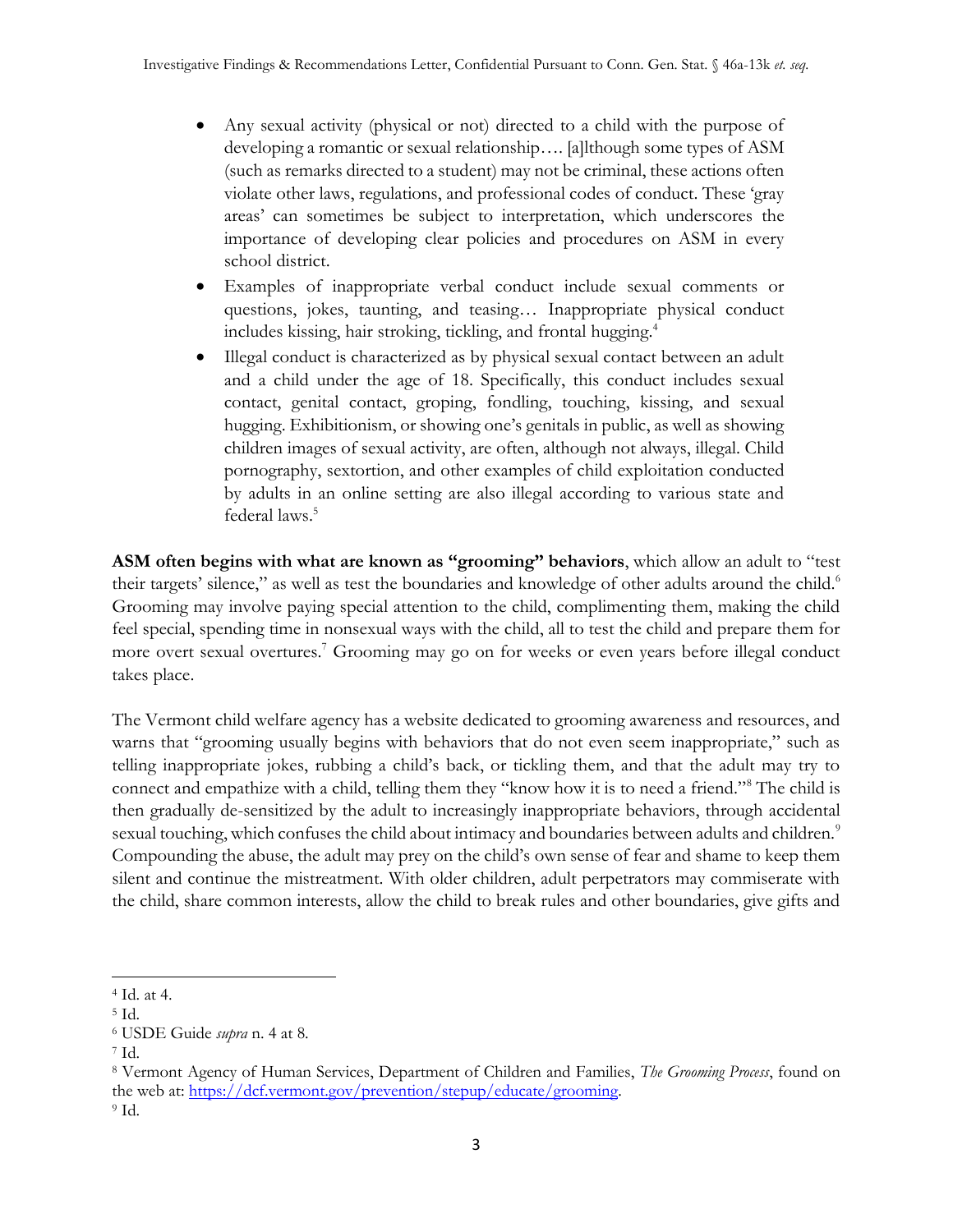- Any sexual activity (physical or not) directed to a child with the purpose of developing a romantic or sexual relationship…. [a]lthough some types of ASM (such as remarks directed to a student) may not be criminal, these actions often violate other laws, regulations, and professional codes of conduct. These 'gray areas' can sometimes be subject to interpretation, which underscores the importance of developing clear policies and procedures on ASM in every school district.
- Examples of inappropriate verbal conduct include sexual comments or questions, jokes, taunting, and teasing… Inappropriate physical conduct includes kissing, hair stroking, tickling, and frontal hugging.[4]
- Illegal conduct is characterized as by physical sexual contact between an adult and a child under the age of 18. Specifically, this conduct includes sexual contact, genital contact, groping, fondling, touching, kissing, and sexual hugging. Exhibitionism, or showing one's genitals in public, as well as showing children images of sexual activity, are often, although not always, illegal. Child pornography, sextortion, and other examples of child exploitation conducted by adults in an online setting are also illegal according to various state and federal laws.[5]

**ASM often begins with what are known as "grooming" behaviors**, which allow an adult to "test their targets' silence," as well as test the boundaries and knowledge of other adults around the child.[6] Grooming may involve paying special attention to the child, complimenting them, making the child feel special, spending time in nonsexual ways with the child, all to test the child and prepare them for more overt sexual overtures.[7] Grooming may go on for weeks or even years before illegal conduct takes place.

The Vermont child welfare agency has a website dedicated to grooming awareness and resources, and warns that "grooming usually begins with behaviors that do not even seem inappropriate," such as telling inappropriate jokes, rubbing a child's back, or tickling them, and that the adult may try to connect and empathize with a child, telling them they "know how it is to need a friend."[8] The child is then gradually de-sensitized by the adult to increasingly inappropriate behaviors, through accidental sexual touching, which confuses the child about intimacy and boundaries between adults and children.[9] Compounding the abuse, the adult may prey on the child's own sense of fear and shame to keep them silent and continue the mistreatment. With older children, adult perpetrators may commiserate with the child, share common interests, allow the child to break rules and other boundaries, give gifts and

---

[4] Id. at 4.

[5] Id.

[6] USDE Guide *supra* n. 4 at 8.

[7] Id.

[8] Vermont Agency of Human Services, Department of Children and Families, *The Grooming Process*, found on the web at: https://dcf.vermont.gov/prevention/stepup/educate/grooming.

[9] Id.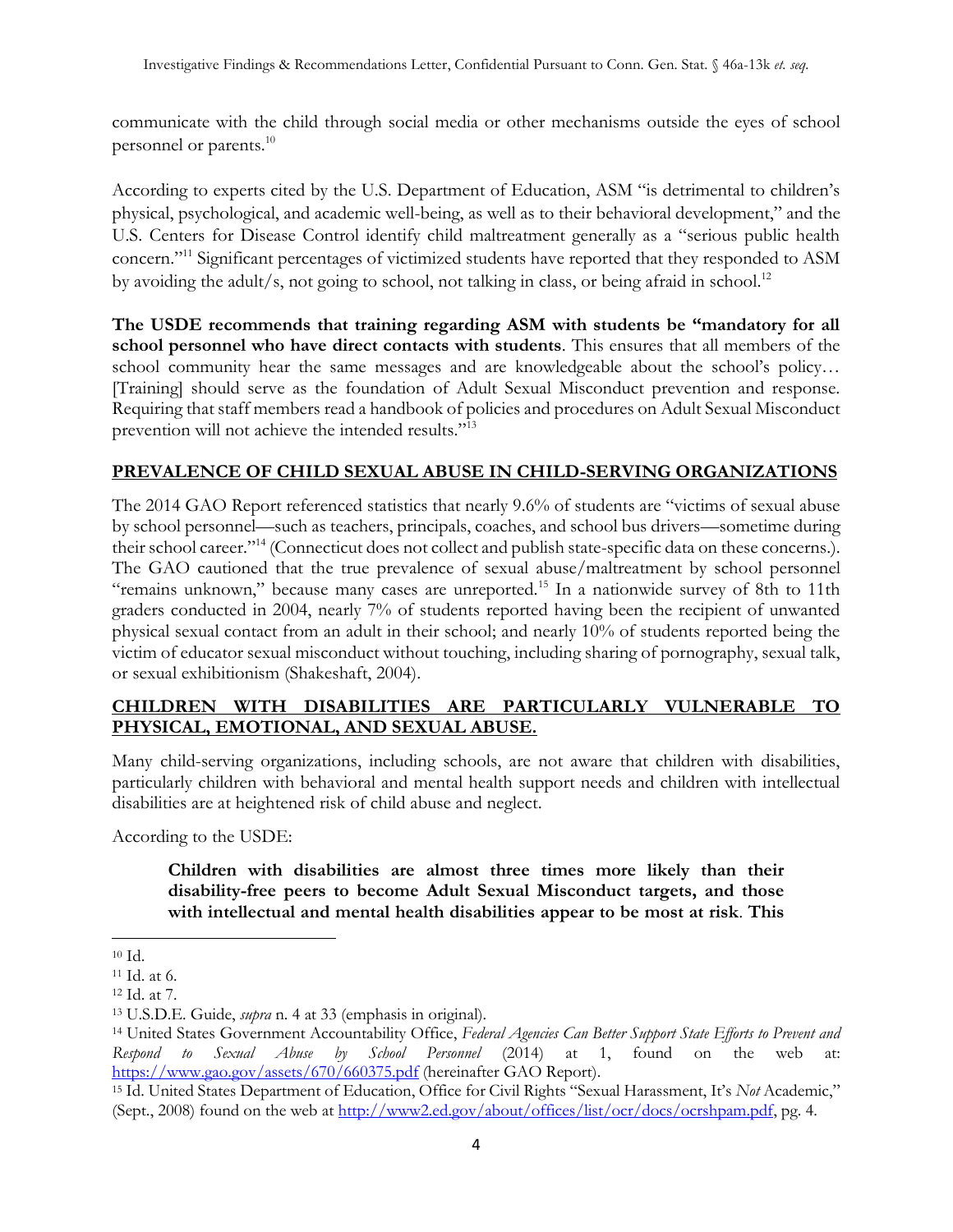communicate with the child through social media or other mechanisms outside the eyes of school personnel or parents.[10]

According to experts cited by the U.S. Department of Education, ASM "is detrimental to children's physical, psychological, and academic well-being, as well as to their behavioral development," and the U.S. Centers for Disease Control identify child maltreatment generally as a "serious public health concern."[11] Significant percentages of victimized students have reported that they responded to ASM by avoiding the adult/s, not going to school, not talking in class, or being afraid in school.[12]

**The USDE recommends that training regarding ASM with students be "mandatory for all school personnel who have direct contacts with students**. This ensures that all members of the school community hear the same messages and are knowledgeable about the school's policy… [Training] should serve as the foundation of Adult Sexual Misconduct prevention and response. Requiring that staff members read a handbook of policies and procedures on Adult Sexual Misconduct prevention will not achieve the intended results."[13]

## PREVALENCE OF CHILD SEXUAL ABUSE IN CHILD-SERVING ORGANIZATIONS

The 2014 GAO Report referenced statistics that nearly 9.6% of students are "victims of sexual abuse by school personnel—such as teachers, principals, coaches, and school bus drivers—sometime during their school career."[14] (Connecticut does not collect and publish state-specific data on these concerns.). The GAO cautioned that the true prevalence of sexual abuse/maltreatment by school personnel "remains unknown," because many cases are unreported.[15] In a nationwide survey of 8th to 11th graders conducted in 2004, nearly 7% of students reported having been the recipient of unwanted physical sexual contact from an adult in their school; and nearly 10% of students reported being the victim of educator sexual misconduct without touching, including sharing of pornography, sexual talk, or sexual exhibitionism (Shakeshaft, 2004).

## CHILDREN WITH DISABILITIES ARE PARTICULARLY VULNERABLE TO PHYSICAL, EMOTIONAL, AND SEXUAL ABUSE.

Many child-serving organizations, including schools, are not aware that children with disabilities, particularly children with behavioral and mental health support needs and children with intellectual disabilities are at heightened risk of child abuse and neglect.

According to the USDE:

> **Children with disabilities are almost three times more likely than their disability-free peers to become Adult Sexual Misconduct targets, and those with intellectual and mental health disabilities appear to be most at risk**. **This**

---

[10] Id.

[11] Id. at 6.

[12] Id. at 7.

[13] U.S.D.E. Guide, *supra* n. 4 at 33 (emphasis in original).

[14] United States Government Accountability Office, *Federal Agencies Can Better Support State Efforts to Prevent and Respond to Sexual Abuse by School Personnel* (2014) at 1, found on the web at: https://www.gao.gov/assets/670/660375.pdf (hereinafter GAO Report).

[15] Id. United States Department of Education, Office for Civil Rights "Sexual Harassment, It's *Not* Academic," (Sept., 2008) found on the web at http://www2.ed.gov/about/offices/list/ocr/docs/ocrshpam.pdf, pg. 4.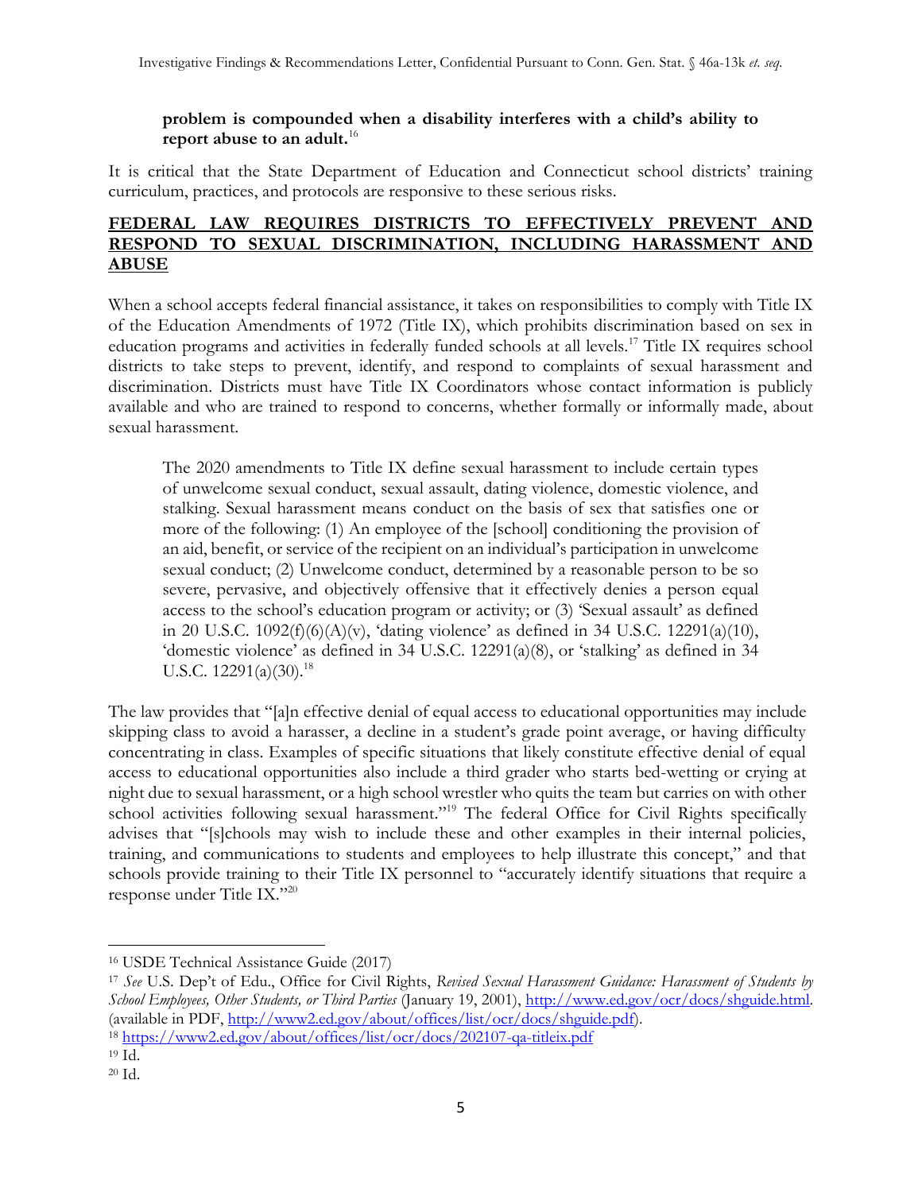> **problem is compounded when a disability interferes with a child's ability to report abuse to an adult.**[16]

It is critical that the State Department of Education and Connecticut school districts' training curriculum, practices, and protocols are responsive to these serious risks.

## FEDERAL LAW REQUIRES DISTRICTS TO EFFECTIVELY PREVENT AND RESPOND TO SEXUAL DISCRIMINATION, INCLUDING HARASSMENT AND ABUSE

When a school accepts federal financial assistance, it takes on responsibilities to comply with Title IX of the Education Amendments of 1972 (Title IX), which prohibits discrimination based on sex in education programs and activities in federally funded schools at all levels.[17] Title IX requires school districts to take steps to prevent, identify, and respond to complaints of sexual harassment and discrimination. Districts must have Title IX Coordinators whose contact information is publicly available and who are trained to respond to concerns, whether formally or informally made, about sexual harassment.

> The 2020 amendments to Title IX define sexual harassment to include certain types of unwelcome sexual conduct, sexual assault, dating violence, domestic violence, and stalking. Sexual harassment means conduct on the basis of sex that satisfies one or more of the following: (1) An employee of the [school] conditioning the provision of an aid, benefit, or service of the recipient on an individual's participation in unwelcome sexual conduct; (2) Unwelcome conduct, determined by a reasonable person to be so severe, pervasive, and objectively offensive that it effectively denies a person equal access to the school's education program or activity; or (3) 'Sexual assault' as defined in 20 U.S.C. 1092(f)(6)(A)(v), 'dating violence' as defined in 34 U.S.C. 12291(a)(10), 'domestic violence' as defined in 34 U.S.C. 12291(a)(8), or 'stalking' as defined in 34 U.S.C. 12291(a)(30).[18]

The law provides that "[a]n effective denial of equal access to educational opportunities may include skipping class to avoid a harasser, a decline in a student's grade point average, or having difficulty concentrating in class. Examples of specific situations that likely constitute effective denial of equal access to educational opportunities also include a third grader who starts bed-wetting or crying at night due to sexual harassment, or a high school wrestler who quits the team but carries on with other school activities following sexual harassment."[19] The federal Office for Civil Rights specifically advises that "[s]chools may wish to include these and other examples in their internal policies, training, and communications to students and employees to help illustrate this concept," and that schools provide training to their Title IX personnel to "accurately identify situations that require a response under Title IX."[20]

---

[16] USDE Technical Assistance Guide (2017)

[17] *See* U.S. Dep't of Edu., Office for Civil Rights, *Revised Sexual Harassment Guidance: Harassment of Students by School Employees, Other Students, or Third Parties* (January 19, 2001), http://www.ed.gov/ocr/docs/shguide.html. (available in PDF, http://www2.ed.gov/about/offices/list/ocr/docs/shguide.pdf).

[18] https://www2.ed.gov/about/offices/list/ocr/docs/202107-qa-titleix.pdf

[19] Id.

[20] Id.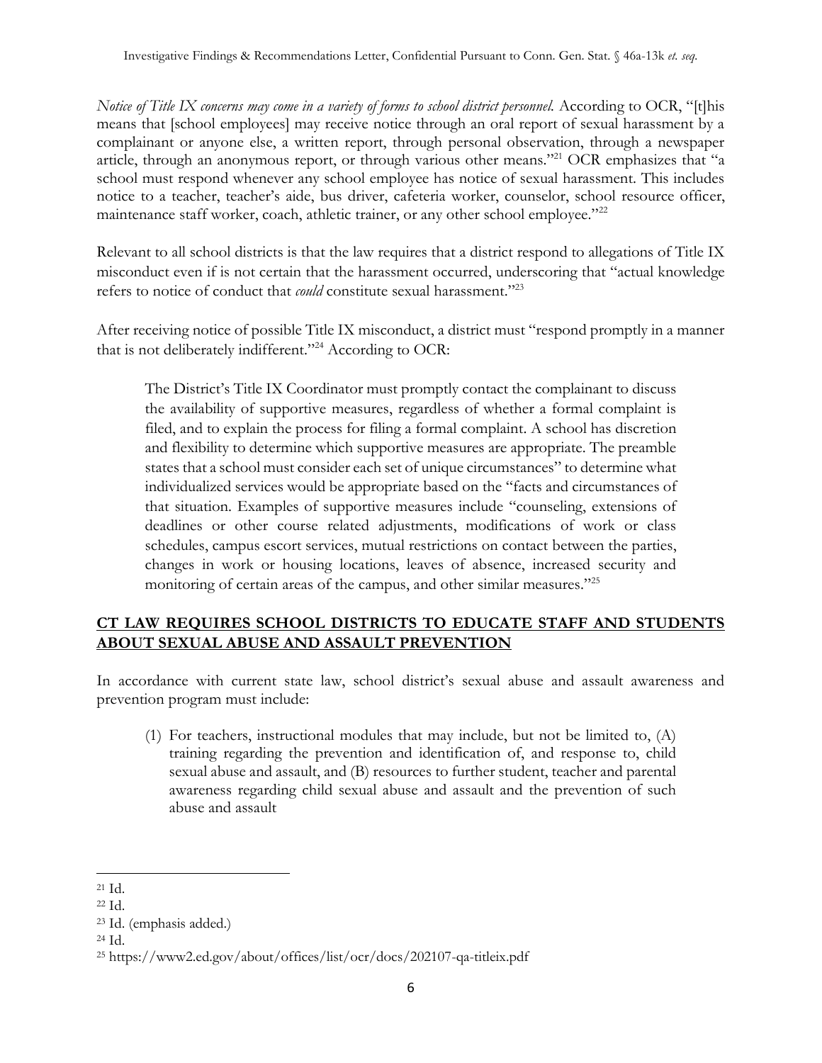*Notice of Title IX concerns may come in a variety of forms to school district personnel.* According to OCR, "[t]his means that [school employees] may receive notice through an oral report of sexual harassment by a complainant or anyone else, a written report, through personal observation, through a newspaper article, through an anonymous report, or through various other means."[21] OCR emphasizes that "a school must respond whenever any school employee has notice of sexual harassment. This includes notice to a teacher, teacher's aide, bus driver, cafeteria worker, counselor, school resource officer, maintenance staff worker, coach, athletic trainer, or any other school employee."[22]

Relevant to all school districts is that the law requires that a district respond to allegations of Title IX misconduct even if is not certain that the harassment occurred, underscoring that "actual knowledge refers to notice of conduct that *could* constitute sexual harassment."[23]

After receiving notice of possible Title IX misconduct, a district must "respond promptly in a manner that is not deliberately indifferent."[24] According to OCR:

> The District's Title IX Coordinator must promptly contact the complainant to discuss the availability of supportive measures, regardless of whether a formal complaint is filed, and to explain the process for filing a formal complaint. A school has discretion and flexibility to determine which supportive measures are appropriate. The preamble states that a school must consider each set of unique circumstances" to determine what individualized services would be appropriate based on the "facts and circumstances of that situation. Examples of supportive measures include "counseling, extensions of deadlines or other course related adjustments, modifications of work or class schedules, campus escort services, mutual restrictions on contact between the parties, changes in work or housing locations, leaves of absence, increased security and monitoring of certain areas of the campus, and other similar measures."[25]

## CT LAW REQUIRES SCHOOL DISTRICTS TO EDUCATE STAFF AND STUDENTS ABOUT SEXUAL ABUSE AND ASSAULT PREVENTION

In accordance with current state law, school district's sexual abuse and assault awareness and prevention program must include:

> (1) For teachers, instructional modules that may include, but not be limited to, (A) training regarding the prevention and identification of, and response to, child sexual abuse and assault, and (B) resources to further student, teacher and parental awareness regarding child sexual abuse and assault and the prevention of such abuse and assault

---

[21] Id.

[22] Id.

[23] Id. (emphasis added.)

[24] Id.

[25] https://www2.ed.gov/about/offices/list/ocr/docs/202107-qa-titleix.pdf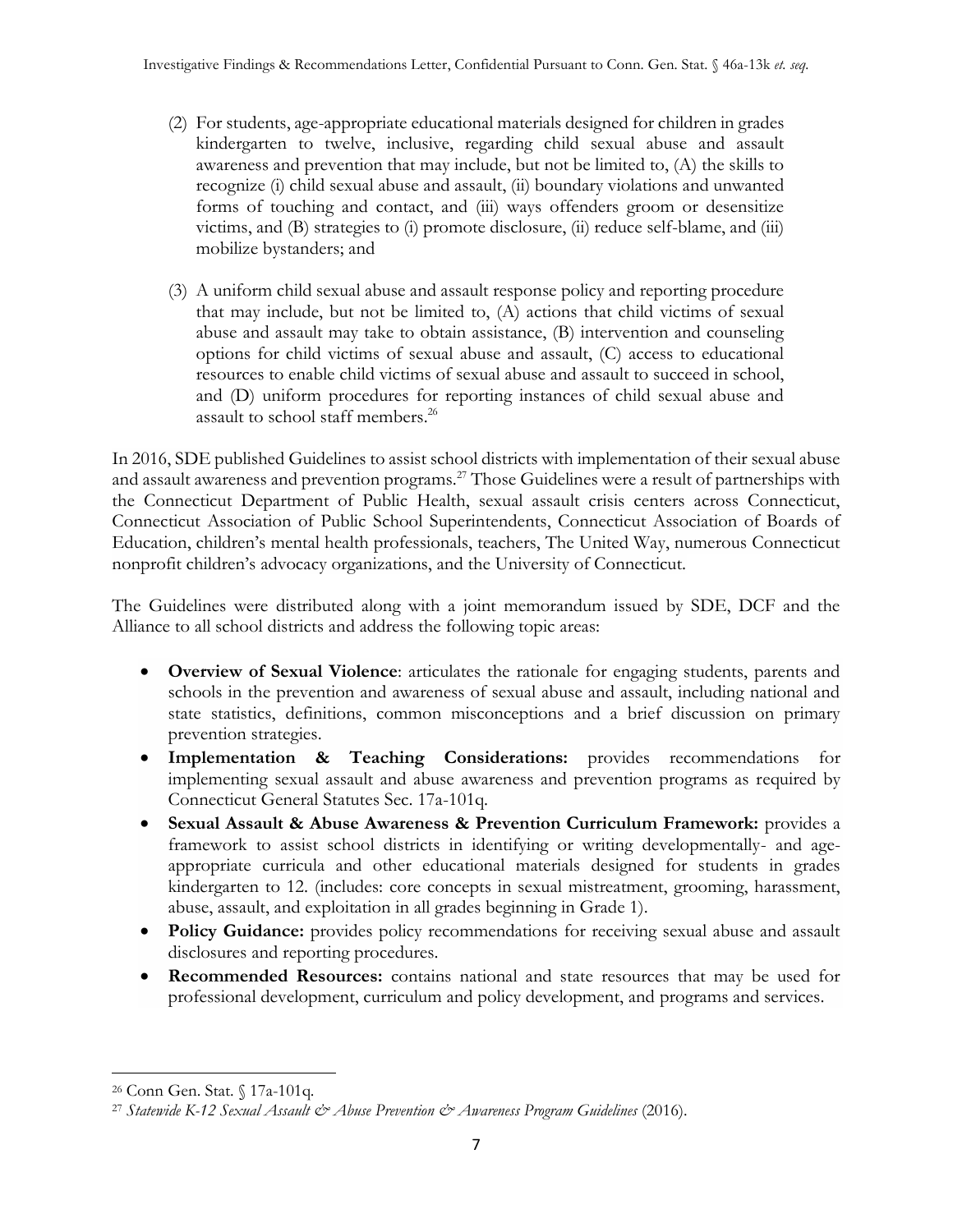(2) For students, age-appropriate educational materials designed for children in grades kindergarten to twelve, inclusive, regarding child sexual abuse and assault awareness and prevention that may include, but not be limited to, (A) the skills to recognize (i) child sexual abuse and assault, (ii) boundary violations and unwanted forms of touching and contact, and (iii) ways offenders groom or desensitize victims, and (B) strategies to (i) promote disclosure, (ii) reduce self-blame, and (iii) mobilize bystanders; and

(3) A uniform child sexual abuse and assault response policy and reporting procedure that may include, but not be limited to, (A) actions that child victims of sexual abuse and assault may take to obtain assistance, (B) intervention and counseling options for child victims of sexual abuse and assault, (C) access to educational resources to enable child victims of sexual abuse and assault to succeed in school, and (D) uniform procedures for reporting instances of child sexual abuse and assault to school staff members.[26]

In 2016, SDE published Guidelines to assist school districts with implementation of their sexual abuse and assault awareness and prevention programs.[27] Those Guidelines were a result of partnerships with the Connecticut Department of Public Health, sexual assault crisis centers across Connecticut, Connecticut Association of Public School Superintendents, Connecticut Association of Boards of Education, children's mental health professionals, teachers, The United Way, numerous Connecticut nonprofit children's advocacy organizations, and the University of Connecticut.

The Guidelines were distributed along with a joint memorandum issued by SDE, DCF and the Alliance to all school districts and address the following topic areas:

- **Overview of Sexual Violence**: articulates the rationale for engaging students, parents and schools in the prevention and awareness of sexual abuse and assault, including national and state statistics, definitions, common misconceptions and a brief discussion on primary prevention strategies.
- **Implementation & Teaching Considerations:** provides recommendations for implementing sexual assault and abuse awareness and prevention programs as required by Connecticut General Statutes Sec. 17a-101q.
- **Sexual Assault & Abuse Awareness & Prevention Curriculum Framework:** provides a framework to assist school districts in identifying or writing developmentally- and age-appropriate curricula and other educational materials designed for students in grades kindergarten to 12. (includes: core concepts in sexual mistreatment, grooming, harassment, abuse, assault, and exploitation in all grades beginning in Grade 1).
- **Policy Guidance:** provides policy recommendations for receiving sexual abuse and assault disclosures and reporting procedures.
- **Recommended Resources:** contains national and state resources that may be used for professional development, curriculum and policy development, and programs and services.

---

[26] Conn Gen. Stat. § 17a-101q.

[27] *Statewide K-12 Sexual Assault & Abuse Prevention & Awareness Program Guidelines* (2016).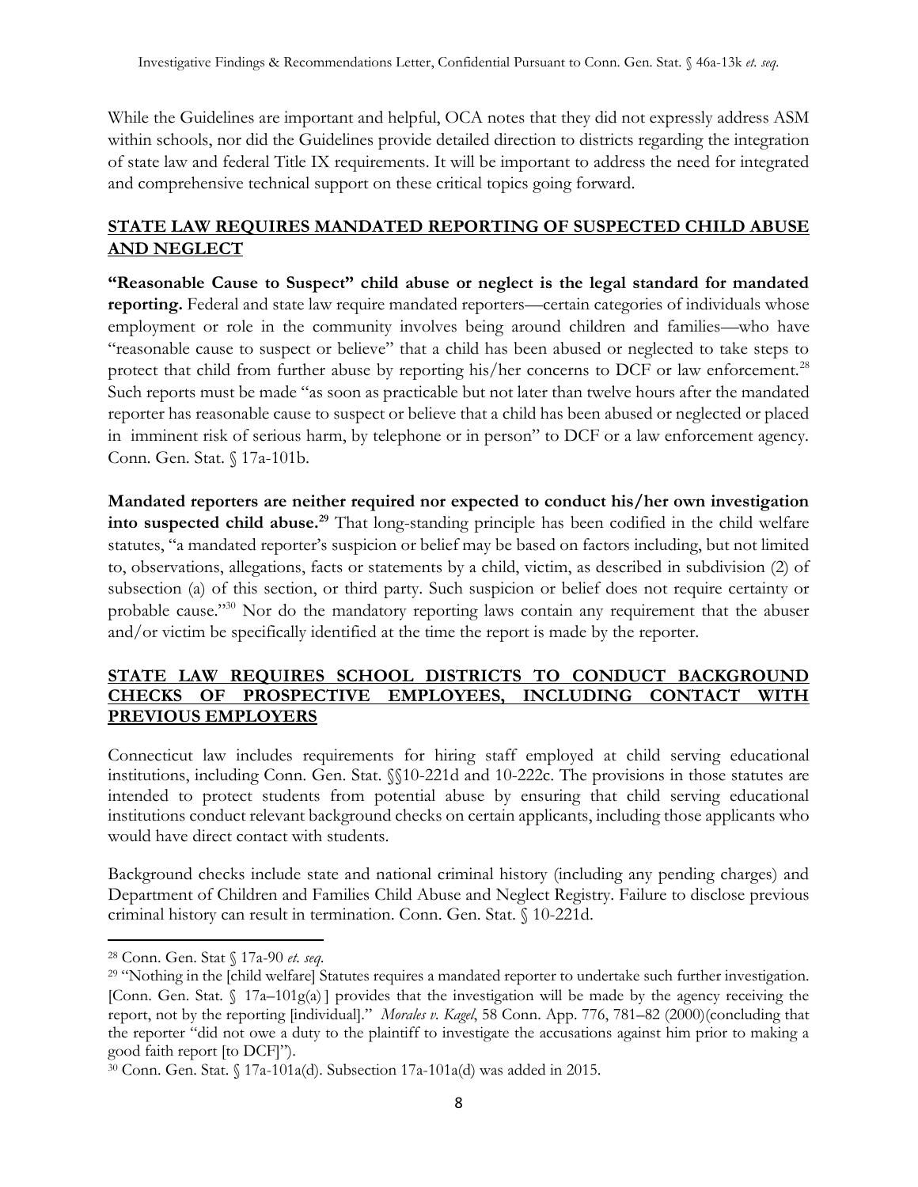While the Guidelines are important and helpful, OCA notes that they did not expressly address ASM within schools, nor did the Guidelines provide detailed direction to districts regarding the integration of state law and federal Title IX requirements. It will be important to address the need for integrated and comprehensive technical support on these critical topics going forward.

## STATE LAW REQUIRES MANDATED REPORTING OF SUSPECTED CHILD ABUSE AND NEGLECT

**"Reasonable Cause to Suspect" child abuse or neglect is the legal standard for mandated reporting.** Federal and state law require mandated reporters—certain categories of individuals whose employment or role in the community involves being around children and families—who have "reasonable cause to suspect or believe" that a child has been abused or neglected to take steps to protect that child from further abuse by reporting his/her concerns to DCF or law enforcement.[28] Such reports must be made "as soon as practicable but not later than twelve hours after the mandated reporter has reasonable cause to suspect or believe that a child has been abused or neglected or placed in imminent risk of serious harm, by telephone or in person" to DCF or a law enforcement agency. Conn. Gen. Stat. § 17a-101b.

**Mandated reporters are neither required nor expected to conduct his/her own investigation into suspected child abuse.[29]** That long-standing principle has been codified in the child welfare statutes, "a mandated reporter's suspicion or belief may be based on factors including, but not limited to, observations, allegations, facts or statements by a child, victim, as described in subdivision (2) of subsection (a) of this section, or third party. Such suspicion or belief does not require certainty or probable cause."[30] Nor do the mandatory reporting laws contain any requirement that the abuser and/or victim be specifically identified at the time the report is made by the reporter.

## STATE LAW REQUIRES SCHOOL DISTRICTS TO CONDUCT BACKGROUND CHECKS OF PROSPECTIVE EMPLOYEES, INCLUDING CONTACT WITH PREVIOUS EMPLOYERS

Connecticut law includes requirements for hiring staff employed at child serving educational institutions, including Conn. Gen. Stat. §§10-221d and 10-222c. The provisions in those statutes are intended to protect students from potential abuse by ensuring that child serving educational institutions conduct relevant background checks on certain applicants, including those applicants who would have direct contact with students.

Background checks include state and national criminal history (including any pending charges) and Department of Children and Families Child Abuse and Neglect Registry. Failure to disclose previous criminal history can result in termination. Conn. Gen. Stat. § 10-221d.

---

[28] Conn. Gen. Stat § 17a-90 *et. seq*.

[29] "Nothing in the [child welfare] Statutes requires a mandated reporter to undertake such further investigation. [Conn. Gen. Stat. § 17a–101g(a)] provides that the investigation will be made by the agency receiving the report, not by the reporting [individual]." *Morales v. Kagel*, 58 Conn. App. 776, 781–82 (2000)(concluding that the reporter "did not owe a duty to the plaintiff to investigate the accusations against him prior to making a good faith report [to DCF]").

[30] Conn. Gen. Stat. § 17a-101a(d). Subsection 17a-101a(d) was added in 2015.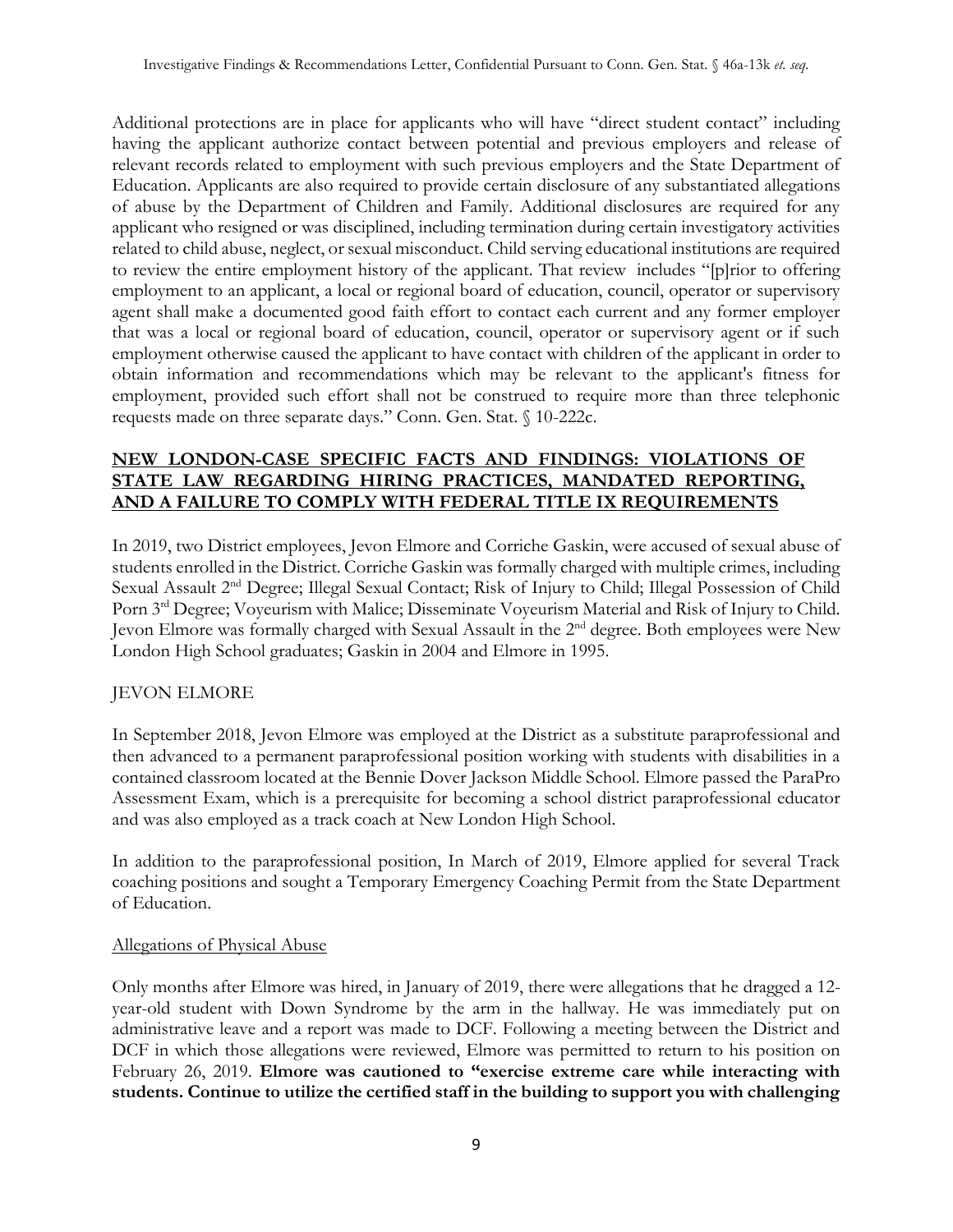Additional protections are in place for applicants who will have "direct student contact" including having the applicant authorize contact between potential and previous employers and release of relevant records related to employment with such previous employers and the State Department of Education. Applicants are also required to provide certain disclosure of any substantiated allegations of abuse by the Department of Children and Family. Additional disclosures are required for any applicant who resigned or was disciplined, including termination during certain investigatory activities related to child abuse, neglect, or sexual misconduct. Child serving educational institutions are required to review the entire employment history of the applicant. That review includes "[p]rior to offering employment to an applicant, a local or regional board of education, council, operator or supervisory agent shall make a documented good faith effort to contact each current and any former employer that was a local or regional board of education, council, operator or supervisory agent or if such employment otherwise caused the applicant to have contact with children of the applicant in order to obtain information and recommendations which may be relevant to the applicant's fitness for employment, provided such effort shall not be construed to require more than three telephonic requests made on three separate days." Conn. Gen. Stat. § 10-222c.

## NEW LONDON-CASE SPECIFIC FACTS AND FINDINGS: VIOLATIONS OF STATE LAW REGARDING HIRING PRACTICES, MANDATED REPORTING, AND A FAILURE TO COMPLY WITH FEDERAL TITLE IX REQUIREMENTS

In 2019, two District employees, Jevon Elmore and Corriche Gaskin, were accused of sexual abuse of students enrolled in the District. Corriche Gaskin was formally charged with multiple crimes, including Sexual Assault 2nd Degree; Illegal Sexual Contact; Risk of Injury to Child; Illegal Possession of Child Porn 3rd Degree; Voyeurism with Malice; Disseminate Voyeurism Material and Risk of Injury to Child. Jevon Elmore was formally charged with Sexual Assault in the 2nd degree. Both employees were New London High School graduates; Gaskin in 2004 and Elmore in 1995.

### JEVON ELMORE

In September 2018, Jevon Elmore was employed at the District as a substitute paraprofessional and then advanced to a permanent paraprofessional position working with students with disabilities in a contained classroom located at the Bennie Dover Jackson Middle School. Elmore passed the ParaPro Assessment Exam, which is a prerequisite for becoming a school district paraprofessional educator and was also employed as a track coach at New London High School.

In addition to the paraprofessional position, In March of 2019, Elmore applied for several Track coaching positions and sought a Temporary Emergency Coaching Permit from the State Department of Education.

#### Allegations of Physical Abuse

Only months after Elmore was hired, in January of 2019, there were allegations that he dragged a 12-year-old student with Down Syndrome by the arm in the hallway. He was immediately put on administrative leave and a report was made to DCF. Following a meeting between the District and DCF in which those allegations were reviewed, Elmore was permitted to return to his position on February 26, 2019. **Elmore was cautioned to "exercise extreme care while interacting with students. Continue to utilize the certified staff in the building to support you with challenging**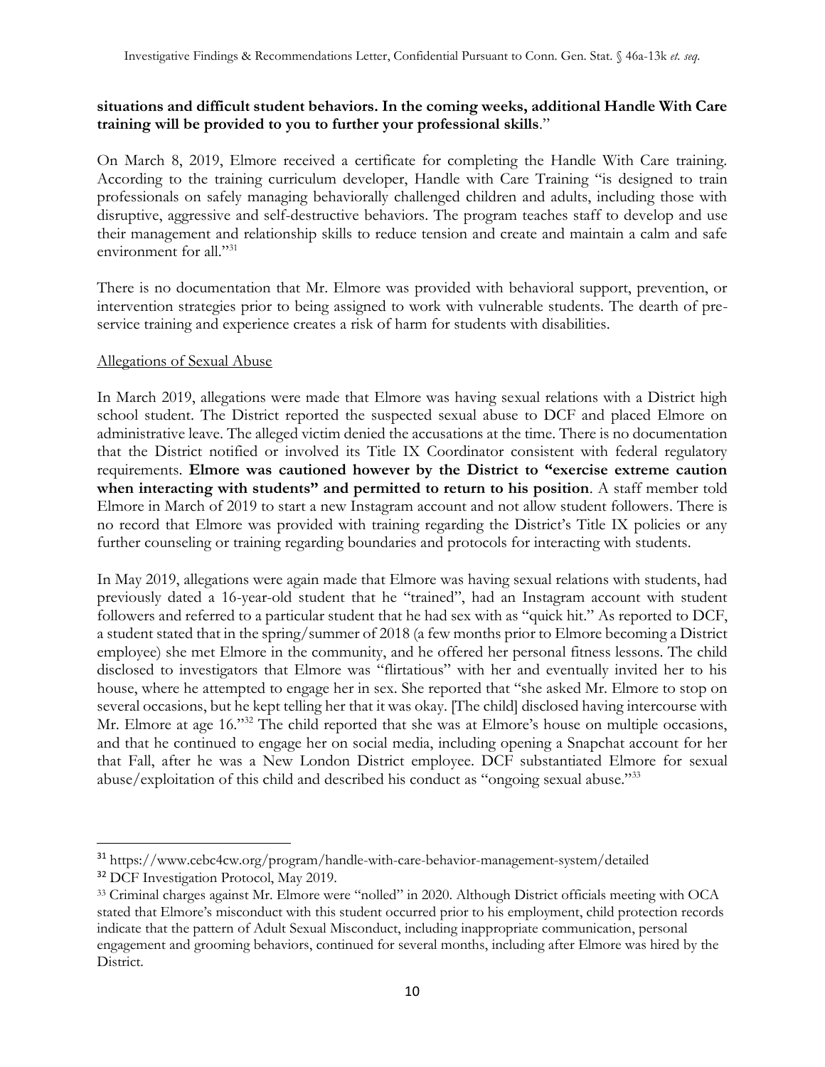**situations and difficult student behaviors. In the coming weeks, additional Handle With Care training will be provided to you to further your professional skills**."

On March 8, 2019, Elmore received a certificate for completing the Handle With Care training. According to the training curriculum developer, Handle with Care Training "is designed to train professionals on safely managing behaviorally challenged children and adults, including those with disruptive, aggressive and self-destructive behaviors. The program teaches staff to develop and use their management and relationship skills to reduce tension and create and maintain a calm and safe environment for all."[31]

There is no documentation that Mr. Elmore was provided with behavioral support, prevention, or intervention strategies prior to being assigned to work with vulnerable students. The dearth of pre-service training and experience creates a risk of harm for students with disabilities.

Allegations of Sexual Abuse

In March 2019, allegations were made that Elmore was having sexual relations with a District high school student. The District reported the suspected sexual abuse to DCF and placed Elmore on administrative leave. The alleged victim denied the accusations at the time. There is no documentation that the District notified or involved its Title IX Coordinator consistent with federal regulatory requirements. **Elmore was cautioned however by the District to "exercise extreme caution when interacting with students" and permitted to return to his position**. A staff member told Elmore in March of 2019 to start a new Instagram account and not allow student followers. There is no record that Elmore was provided with training regarding the District's Title IX policies or any further counseling or training regarding boundaries and protocols for interacting with students.

In May 2019, allegations were again made that Elmore was having sexual relations with students, had previously dated a 16-year-old student that he "trained", had an Instagram account with student followers and referred to a particular student that he had sex with as "quick hit." As reported to DCF, a student stated that in the spring/summer of 2018 (a few months prior to Elmore becoming a District employee) she met Elmore in the community, and he offered her personal fitness lessons. The child disclosed to investigators that Elmore was "flirtatious" with her and eventually invited her to his house, where he attempted to engage her in sex. She reported that "she asked Mr. Elmore to stop on several occasions, but he kept telling her that it was okay. [The child] disclosed having intercourse with Mr. Elmore at age 16."[32] The child reported that she was at Elmore's house on multiple occasions, and that he continued to engage her on social media, including opening a Snapchat account for her that Fall, after he was a New London District employee. DCF substantiated Elmore for sexual abuse/exploitation of this child and described his conduct as "ongoing sexual abuse."[33]

---

[31] https://www.cebc4cw.org/program/handle-with-care-behavior-management-system/detailed

[32] DCF Investigation Protocol, May 2019.

[33] Criminal charges against Mr. Elmore were "nolled" in 2020. Although District officials meeting with OCA stated that Elmore's misconduct with this student occurred prior to his employment, child protection records indicate that the pattern of Adult Sexual Misconduct, including inappropriate communication, personal engagement and grooming behaviors, continued for several months, including after Elmore was hired by the District.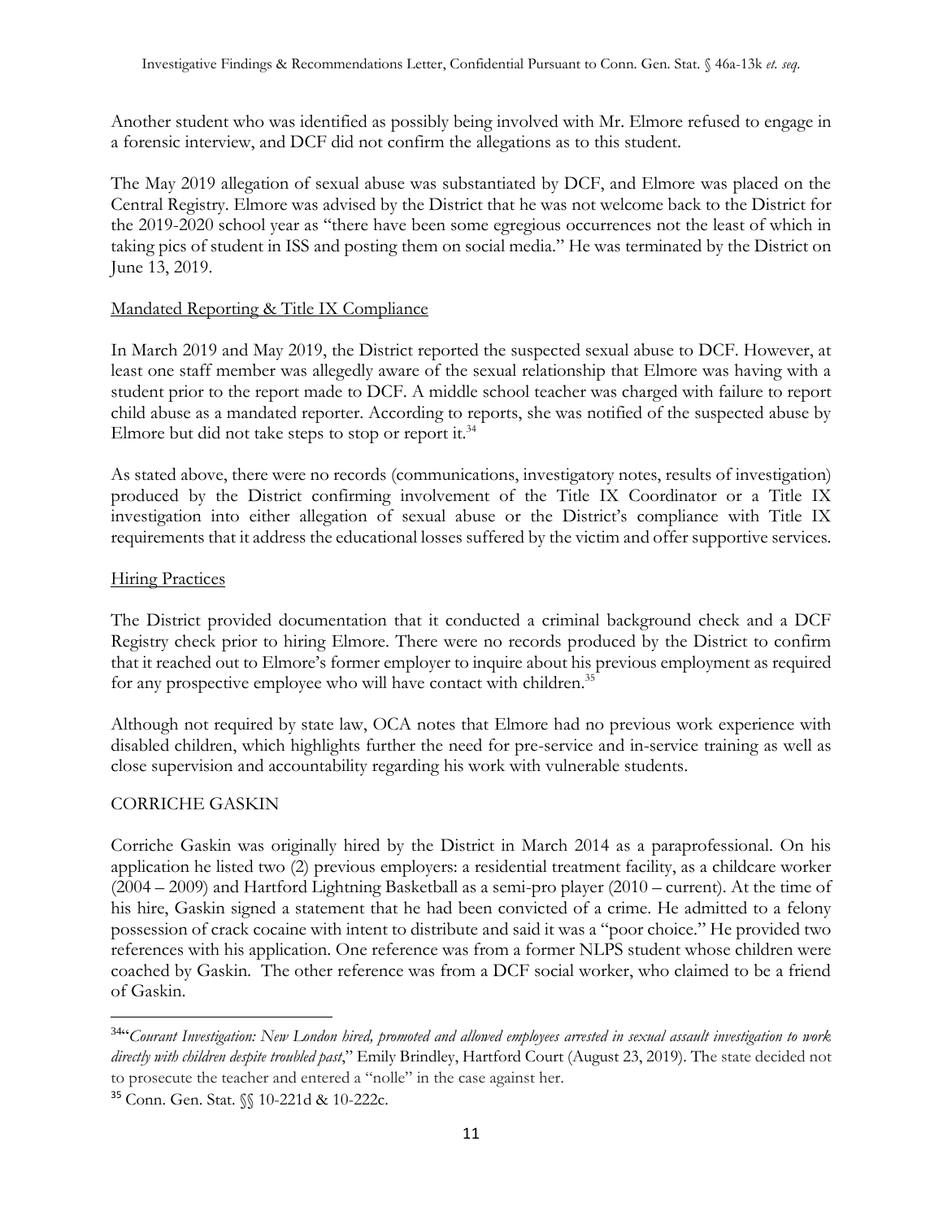Another student who was identified as possibly being involved with Mr. Elmore refused to engage in a forensic interview, and DCF did not confirm the allegations as to this student.

The May 2019 allegation of sexual abuse was substantiated by DCF, and Elmore was placed on the Central Registry. Elmore was advised by the District that he was not welcome back to the District for the 2019-2020 school year as "there have been some egregious occurrences not the least of which in taking pics of student in ISS and posting them on social media." He was terminated by the District on June 13, 2019.

Mandated Reporting & Title IX Compliance

In March 2019 and May 2019, the District reported the suspected sexual abuse to DCF. However, at least one staff member was allegedly aware of the sexual relationship that Elmore was having with a student prior to the report made to DCF. A middle school teacher was charged with failure to report child abuse as a mandated reporter. According to reports, she was notified of the suspected abuse by Elmore but did not take steps to stop or report it.[34]

As stated above, there were no records (communications, investigatory notes, results of investigation) produced by the District confirming involvement of the Title IX Coordinator or a Title IX investigation into either allegation of sexual abuse or the District's compliance with Title IX requirements that it address the educational losses suffered by the victim and offer supportive services.

Hiring Practices

The District provided documentation that it conducted a criminal background check and a DCF Registry check prior to hiring Elmore. There were no records produced by the District to confirm that it reached out to Elmore's former employer to inquire about his previous employment as required for any prospective employee who will have contact with children.[35]

Although not required by state law, OCA notes that Elmore had no previous work experience with disabled children, which highlights further the need for pre-service and in-service training as well as close supervision and accountability regarding his work with vulnerable students.

CORRICHE GASKIN

Corriche Gaskin was originally hired by the District in March 2014 as a paraprofessional. On his application he listed two (2) previous employers: a residential treatment facility, as a childcare worker (2004 – 2009) and Hartford Lightning Basketball as a semi-pro player (2010 – current). At the time of his hire, Gaskin signed a statement that he had been convicted of a crime. He admitted to a felony possession of crack cocaine with intent to distribute and said it was a "poor choice." He provided two references with his application. One reference was from a former NLPS student whose children were coached by Gaskin. The other reference was from a DCF social worker, who claimed to be a friend of Gaskin.

---

[34] "*Courant Investigation: New London hired, promoted and allowed employees arrested in sexual assault investigation to work directly with children despite troubled past*," Emily Brindley, Hartford Court (August 23, 2019). The state decided not to prosecute the teacher and entered a "nolle" in the case against her.

[35] Conn. Gen. Stat. §§ 10-221d & 10-222c.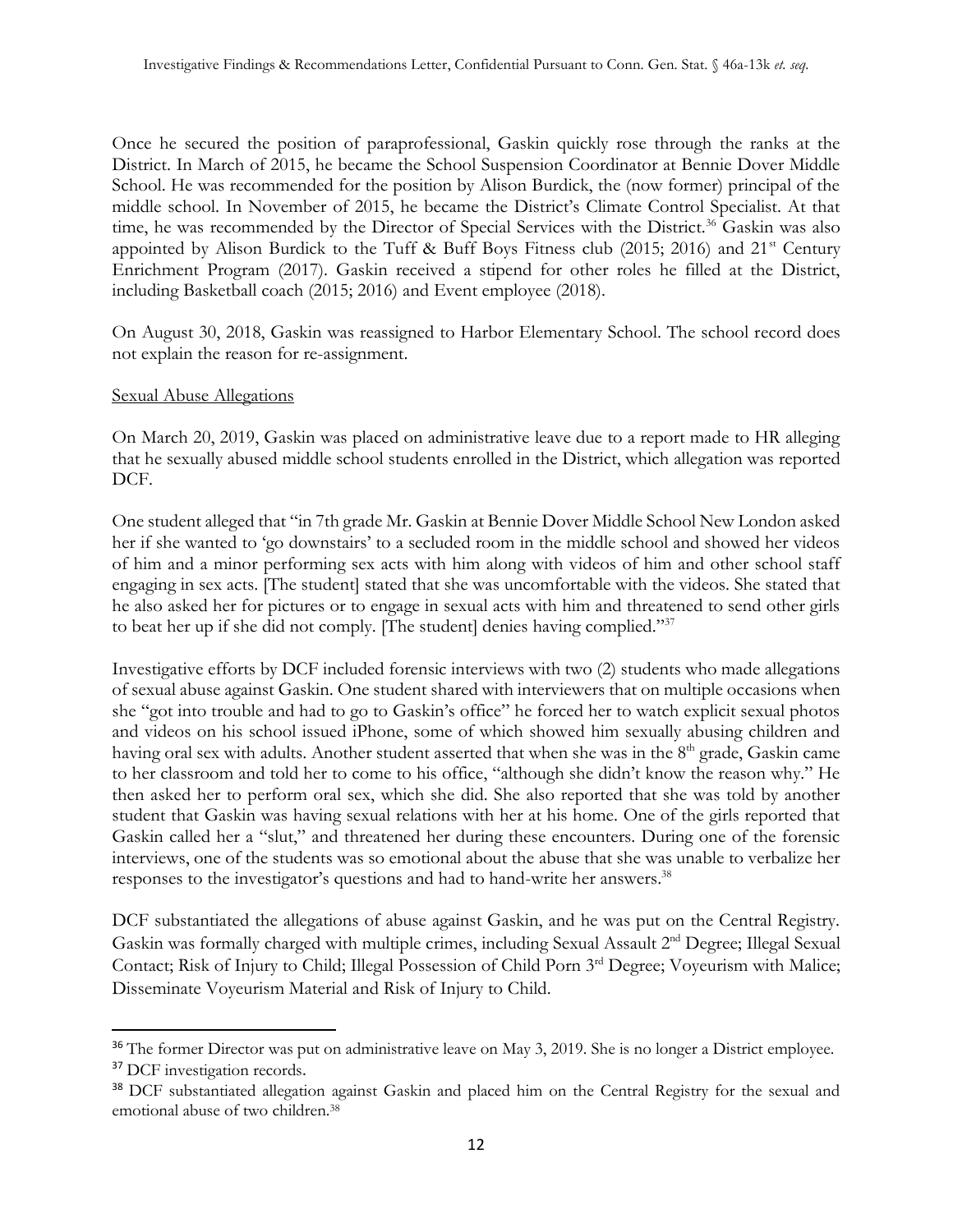Once he secured the position of paraprofessional, Gaskin quickly rose through the ranks at the District. In March of 2015, he became the School Suspension Coordinator at Bennie Dover Middle School. He was recommended for the position by Alison Burdick, the (now former) principal of the middle school. In November of 2015, he became the District's Climate Control Specialist. At that time, he was recommended by the Director of Special Services with the District.[36] Gaskin was also appointed by Alison Burdick to the Tuff & Buff Boys Fitness club (2015; 2016) and 21st Century Enrichment Program (2017). Gaskin received a stipend for other roles he filled at the District, including Basketball coach (2015; 2016) and Event employee (2018).

On August 30, 2018, Gaskin was reassigned to Harbor Elementary School. The school record does not explain the reason for re-assignment.

<u>Sexual Abuse Allegations</u>

On March 20, 2019, Gaskin was placed on administrative leave due to a report made to HR alleging that he sexually abused middle school students enrolled in the District, which allegation was reported DCF.

One student alleged that "in 7th grade Mr. Gaskin at Bennie Dover Middle School New London asked her if she wanted to 'go downstairs' to a secluded room in the middle school and showed her videos of him and a minor performing sex acts with him along with videos of him and other school staff engaging in sex acts. [The student] stated that she was uncomfortable with the videos. She stated that he also asked her for pictures or to engage in sexual acts with him and threatened to send other girls to beat her up if she did not comply. [The student] denies having complied."[37]

Investigative efforts by DCF included forensic interviews with two (2) students who made allegations of sexual abuse against Gaskin. One student shared with interviewers that on multiple occasions when she "got into trouble and had to go to Gaskin's office" he forced her to watch explicit sexual photos and videos on his school issued iPhone, some of which showed him sexually abusing children and having oral sex with adults. Another student asserted that when she was in the 8th grade, Gaskin came to her classroom and told her to come to his office, "although she didn't know the reason why." He then asked her to perform oral sex, which she did. She also reported that she was told by another student that Gaskin was having sexual relations with her at his home. One of the girls reported that Gaskin called her a "slut," and threatened her during these encounters. During one of the forensic interviews, one of the students was so emotional about the abuse that she was unable to verbalize her responses to the investigator's questions and had to hand-write her answers.[38]

DCF substantiated the allegations of abuse against Gaskin, and he was put on the Central Registry. Gaskin was formally charged with multiple crimes, including Sexual Assault 2nd Degree; Illegal Sexual Contact; Risk of Injury to Child; Illegal Possession of Child Porn 3rd Degree; Voyeurism with Malice; Disseminate Voyeurism Material and Risk of Injury to Child.

---

[36] The former Director was put on administrative leave on May 3, 2019. She is no longer a District employee.

[37] DCF investigation records.

[38] DCF substantiated allegation against Gaskin and placed him on the Central Registry for the sexual and emotional abuse of two children.[38]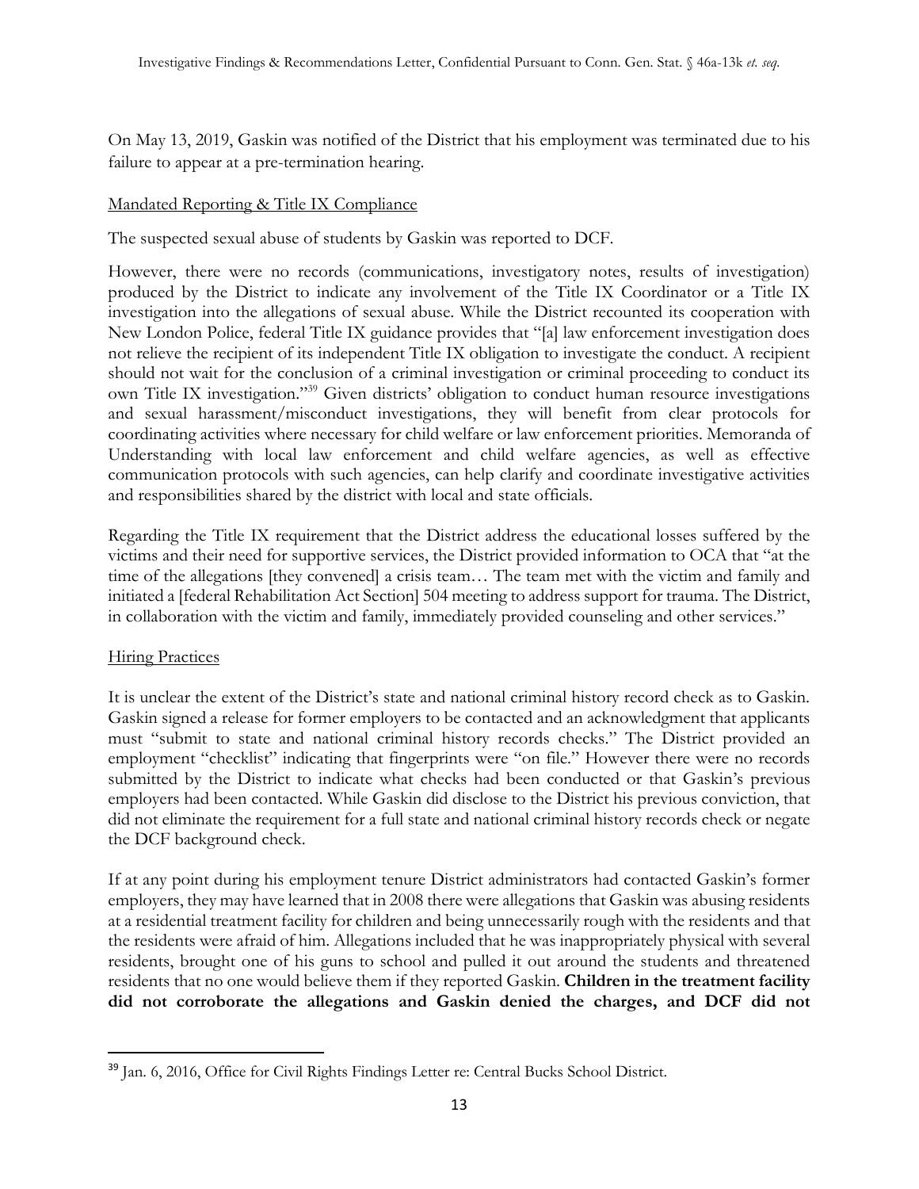On May 13, 2019, Gaskin was notified of the District that his employment was terminated due to his failure to appear at a pre-termination hearing.

Mandated Reporting & Title IX Compliance

The suspected sexual abuse of students by Gaskin was reported to DCF.

However, there were no records (communications, investigatory notes, results of investigation) produced by the District to indicate any involvement of the Title IX Coordinator or a Title IX investigation into the allegations of sexual abuse. While the District recounted its cooperation with New London Police, federal Title IX guidance provides that "[a] law enforcement investigation does not relieve the recipient of its independent Title IX obligation to investigate the conduct. A recipient should not wait for the conclusion of a criminal investigation or criminal proceeding to conduct its own Title IX investigation."[39] Given districts' obligation to conduct human resource investigations and sexual harassment/misconduct investigations, they will benefit from clear protocols for coordinating activities where necessary for child welfare or law enforcement priorities. Memoranda of Understanding with local law enforcement and child welfare agencies, as well as effective communication protocols with such agencies, can help clarify and coordinate investigative activities and responsibilities shared by the district with local and state officials.

Regarding the Title IX requirement that the District address the educational losses suffered by the victims and their need for supportive services, the District provided information to OCA that "at the time of the allegations [they convened] a crisis team… The team met with the victim and family and initiated a [federal Rehabilitation Act Section] 504 meeting to address support for trauma. The District, in collaboration with the victim and family, immediately provided counseling and other services."

Hiring Practices

It is unclear the extent of the District's state and national criminal history record check as to Gaskin. Gaskin signed a release for former employers to be contacted and an acknowledgment that applicants must "submit to state and national criminal history records checks." The District provided an employment "checklist" indicating that fingerprints were "on file." However there were no records submitted by the District to indicate what checks had been conducted or that Gaskin's previous employers had been contacted. While Gaskin did disclose to the District his previous conviction, that did not eliminate the requirement for a full state and national criminal history records check or negate the DCF background check.

If at any point during his employment tenure District administrators had contacted Gaskin's former employers, they may have learned that in 2008 there were allegations that Gaskin was abusing residents at a residential treatment facility for children and being unnecessarily rough with the residents and that the residents were afraid of him. Allegations included that he was inappropriately physical with several residents, brought one of his guns to school and pulled it out around the students and threatened residents that no one would believe them if they reported Gaskin. **Children in the treatment facility did not corroborate the allegations and Gaskin denied the charges, and DCF did not**

---

[39] Jan. 6, 2016, Office for Civil Rights Findings Letter re: Central Bucks School District.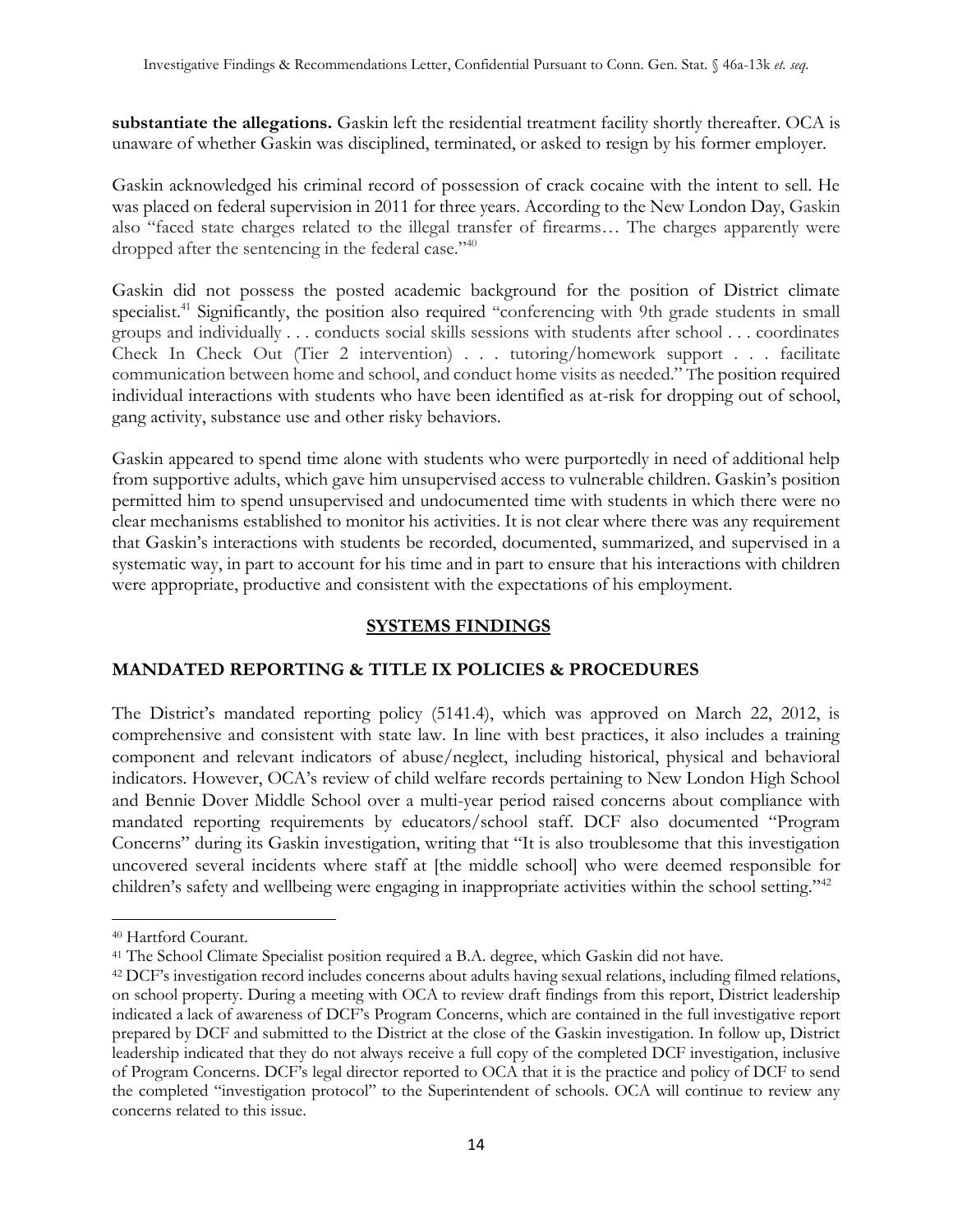**substantiate the allegations.** Gaskin left the residential treatment facility shortly thereafter. OCA is unaware of whether Gaskin was disciplined, terminated, or asked to resign by his former employer.

Gaskin acknowledged his criminal record of possession of crack cocaine with the intent to sell. He was placed on federal supervision in 2011 for three years. According to the New London Day, Gaskin also "faced state charges related to the illegal transfer of firearms… The charges apparently were dropped after the sentencing in the federal case."[40]

Gaskin did not possess the posted academic background for the position of District climate specialist.[41] Significantly, the position also required "conferencing with 9th grade students in small groups and individually . . . conducts social skills sessions with students after school . . . coordinates Check In Check Out (Tier 2 intervention) . . . tutoring/homework support . . . facilitate communication between home and school, and conduct home visits as needed." The position required individual interactions with students who have been identified as at-risk for dropping out of school, gang activity, substance use and other risky behaviors.

Gaskin appeared to spend time alone with students who were purportedly in need of additional help from supportive adults, which gave him unsupervised access to vulnerable children. Gaskin's position permitted him to spend unsupervised and undocumented time with students in which there were no clear mechanisms established to monitor his activities. It is not clear where there was any requirement that Gaskin's interactions with students be recorded, documented, summarized, and supervised in a systematic way, in part to account for his time and in part to ensure that his interactions with children were appropriate, productive and consistent with the expectations of his employment.

## SYSTEMS FINDINGS

### MANDATED REPORTING & TITLE IX POLICIES & PROCEDURES

The District's mandated reporting policy (5141.4), which was approved on March 22, 2012, is comprehensive and consistent with state law. In line with best practices, it also includes a training component and relevant indicators of abuse/neglect, including historical, physical and behavioral indicators. However, OCA's review of child welfare records pertaining to New London High School and Bennie Dover Middle School over a multi-year period raised concerns about compliance with mandated reporting requirements by educators/school staff. DCF also documented "Program Concerns" during its Gaskin investigation, writing that "It is also troublesome that this investigation uncovered several incidents where staff at [the middle school] who were deemed responsible for children's safety and wellbeing were engaging in inappropriate activities within the school setting."[42]

---

[40] Hartford Courant.

[41] The School Climate Specialist position required a B.A. degree, which Gaskin did not have.

[42] DCF's investigation record includes concerns about adults having sexual relations, including filmed relations, on school property. During a meeting with OCA to review draft findings from this report, District leadership indicated a lack of awareness of DCF's Program Concerns, which are contained in the full investigative report prepared by DCF and submitted to the District at the close of the Gaskin investigation. In follow up, District leadership indicated that they do not always receive a full copy of the completed DCF investigation, inclusive of Program Concerns. DCF's legal director reported to OCA that it is the practice and policy of DCF to send the completed "investigation protocol" to the Superintendent of schools. OCA will continue to review any concerns related to this issue.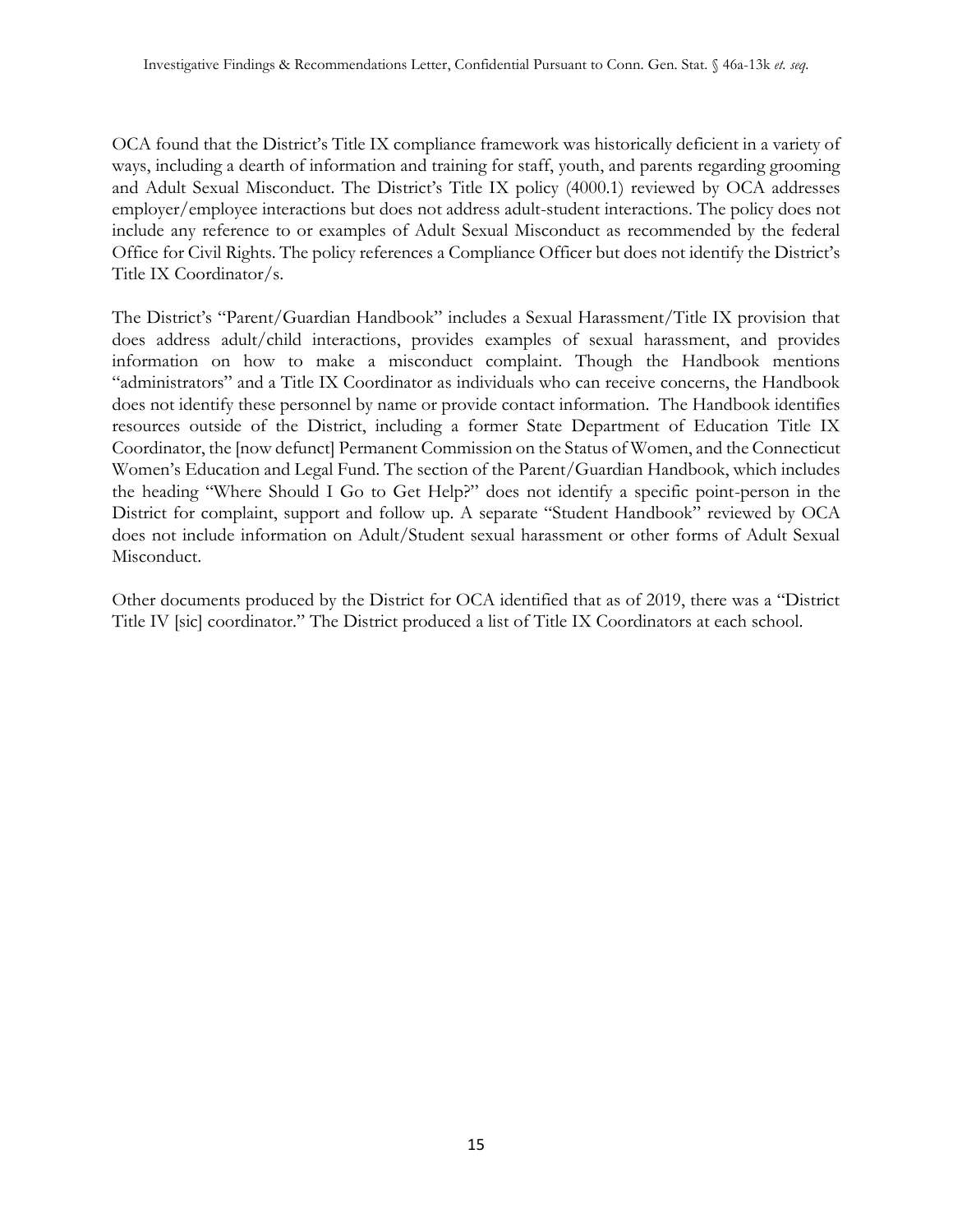OCA found that the District's Title IX compliance framework was historically deficient in a variety of ways, including a dearth of information and training for staff, youth, and parents regarding grooming and Adult Sexual Misconduct. The District's Title IX policy (4000.1) reviewed by OCA addresses employer/employee interactions but does not address adult-student interactions. The policy does not include any reference to or examples of Adult Sexual Misconduct as recommended by the federal Office for Civil Rights. The policy references a Compliance Officer but does not identify the District's Title IX Coordinator/s.

The District's "Parent/Guardian Handbook" includes a Sexual Harassment/Title IX provision that does address adult/child interactions, provides examples of sexual harassment, and provides information on how to make a misconduct complaint. Though the Handbook mentions "administrators" and a Title IX Coordinator as individuals who can receive concerns, the Handbook does not identify these personnel by name or provide contact information. The Handbook identifies resources outside of the District, including a former State Department of Education Title IX Coordinator, the [now defunct] Permanent Commission on the Status of Women, and the Connecticut Women's Education and Legal Fund. The section of the Parent/Guardian Handbook, which includes the heading "Where Should I Go to Get Help?" does not identify a specific point-person in the District for complaint, support and follow up. A separate "Student Handbook" reviewed by OCA does not include information on Adult/Student sexual harassment or other forms of Adult Sexual Misconduct.

Other documents produced by the District for OCA identified that as of 2019, there was a "District Title IV [sic] coordinator." The District produced a list of Title IX Coordinators at each school.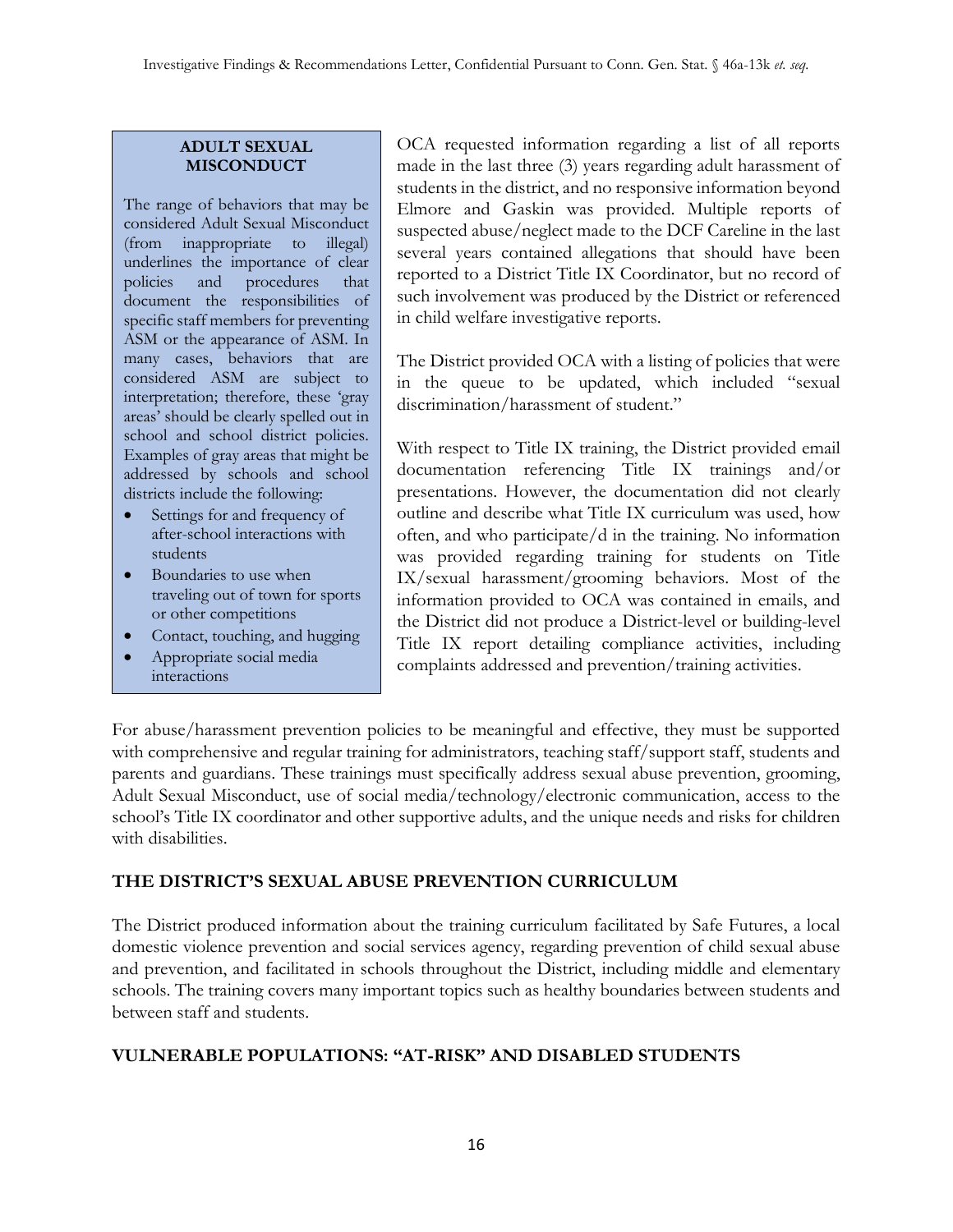**ADULT SEXUAL MISCONDUCT**

The range of behaviors that may be considered Adult Sexual Misconduct (from inappropriate to illegal) underlines the importance of clear policies and procedures that document the responsibilities of specific staff members for preventing ASM or the appearance of ASM. In many cases, behaviors that are considered ASM are subject to interpretation; therefore, these 'gray areas' should be clearly spelled out in school and school district policies. Examples of gray areas that might be addressed by schools and school districts include the following:

- Settings for and frequency of after-school interactions with students
- Boundaries to use when traveling out of town for sports or other competitions
- Contact, touching, and hugging
- Appropriate social media interactions

OCA requested information regarding a list of all reports made in the last three (3) years regarding adult harassment of students in the district, and no responsive information beyond Elmore and Gaskin was provided. Multiple reports of suspected abuse/neglect made to the DCF Careline in the last several years contained allegations that should have been reported to a District Title IX Coordinator, but no record of such involvement was produced by the District or referenced in child welfare investigative reports.

The District provided OCA with a listing of policies that were in the queue to be updated, which included "sexual discrimination/harassment of student."

With respect to Title IX training, the District provided email documentation referencing Title IX trainings and/or presentations. However, the documentation did not clearly outline and describe what Title IX curriculum was used, how often, and who participate/d in the training. No information was provided regarding training for students on Title IX/sexual harassment/grooming behaviors. Most of the information provided to OCA was contained in emails, and the District did not produce a District-level or building-level Title IX report detailing compliance activities, including complaints addressed and prevention/training activities.

For abuse/harassment prevention policies to be meaningful and effective, they must be supported with comprehensive and regular training for administrators, teaching staff/support staff, students and parents and guardians. These trainings must specifically address sexual abuse prevention, grooming, Adult Sexual Misconduct, use of social media/technology/electronic communication, access to the school's Title IX coordinator and other supportive adults, and the unique needs and risks for children with disabilities.

## THE DISTRICT'S SEXUAL ABUSE PREVENTION CURRICULUM

The District produced information about the training curriculum facilitated by Safe Futures, a local domestic violence prevention and social services agency, regarding prevention of child sexual abuse and prevention, and facilitated in schools throughout the District, including middle and elementary schools. The training covers many important topics such as healthy boundaries between students and between staff and students.

## VULNERABLE POPULATIONS: "AT-RISK" AND DISABLED STUDENTS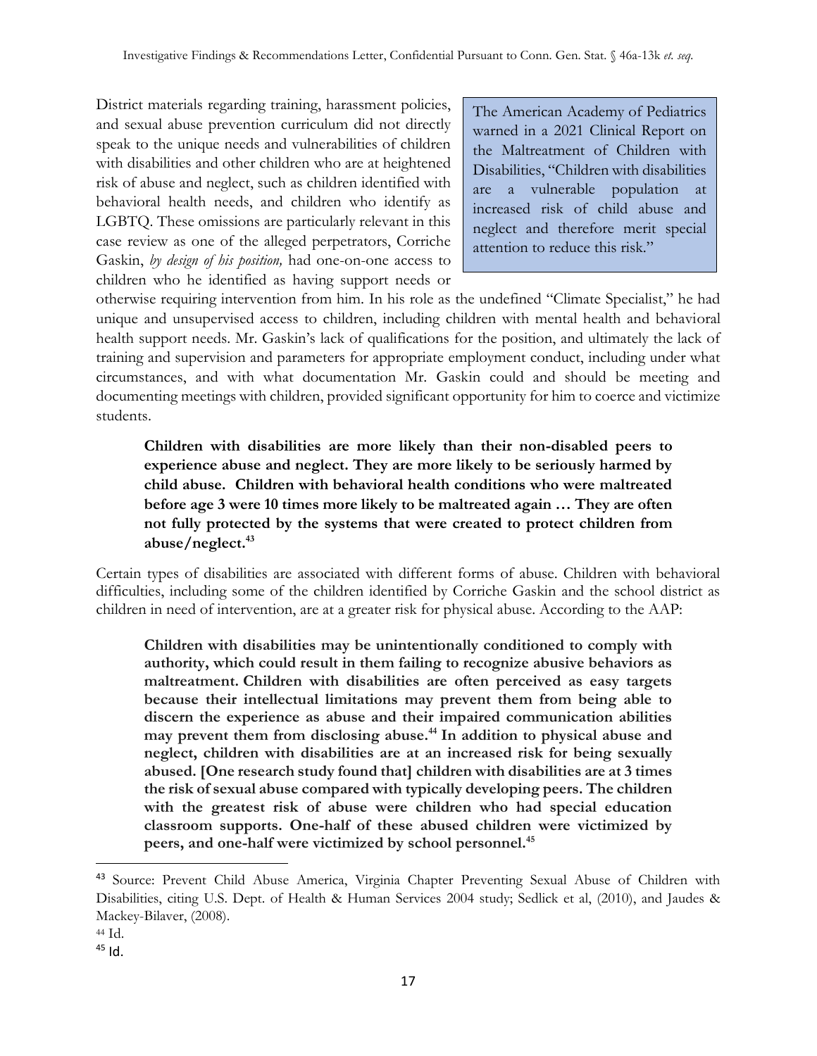District materials regarding training, harassment policies, and sexual abuse prevention curriculum did not directly speak to the unique needs and vulnerabilities of children with disabilities and other children who are at heightened risk of abuse and neglect, such as children identified with behavioral health needs, and children who identify as LGBTQ. These omissions are particularly relevant in this case review as one of the alleged perpetrators, Corriche Gaskin, *by design of his position,* had one-on-one access to children who he identified as having support needs or otherwise requiring intervention from him. In his role as the undefined "Climate Specialist," he had unique and unsupervised access to children, including children with mental health and behavioral health support needs. Mr. Gaskin's lack of qualifications for the position, and ultimately the lack of training and supervision and parameters for appropriate employment conduct, including under what circumstances, and with what documentation Mr. Gaskin could and should be meeting and documenting meetings with children, provided significant opportunity for him to coerce and victimize students.

> The American Academy of Pediatrics warned in a 2021 Clinical Report on the Maltreatment of Children with Disabilities, "Children with disabilities are a vulnerable population at increased risk of child abuse and neglect and therefore merit special attention to reduce this risk."

> **Children with disabilities are more likely than their non-disabled peers to experience abuse and neglect. They are more likely to be seriously harmed by child abuse. Children with behavioral health conditions who were maltreated before age 3 were 10 times more likely to be maltreated again … They are often not fully protected by the systems that were created to protect children from abuse/neglect.[43]**

Certain types of disabilities are associated with different forms of abuse. Children with behavioral difficulties, including some of the children identified by Corriche Gaskin and the school district as children in need of intervention, are at a greater risk for physical abuse. According to the AAP:

> **Children with disabilities may be unintentionally conditioned to comply with authority, which could result in them failing to recognize abusive behaviors as maltreatment. Children with disabilities are often perceived as easy targets because their intellectual limitations may prevent them from being able to discern the experience as abuse and their impaired communication abilities may prevent them from disclosing abuse.[44] In addition to physical abuse and neglect, children with disabilities are at an increased risk for being sexually abused. [One research study found that] children with disabilities are at 3 times the risk of sexual abuse compared with typically developing peers. The children with the greatest risk of abuse were children who had special education classroom supports. One-half of these abused children were victimized by peers, and one-half were victimized by school personnel.[45]**

---

[43] Source: Prevent Child Abuse America, Virginia Chapter Preventing Sexual Abuse of Children with Disabilities, citing U.S. Dept. of Health & Human Services 2004 study; Sedlick et al, (2010), and Jaudes & Mackey-Bilaver, (2008).

[44] Id.

[45] Id.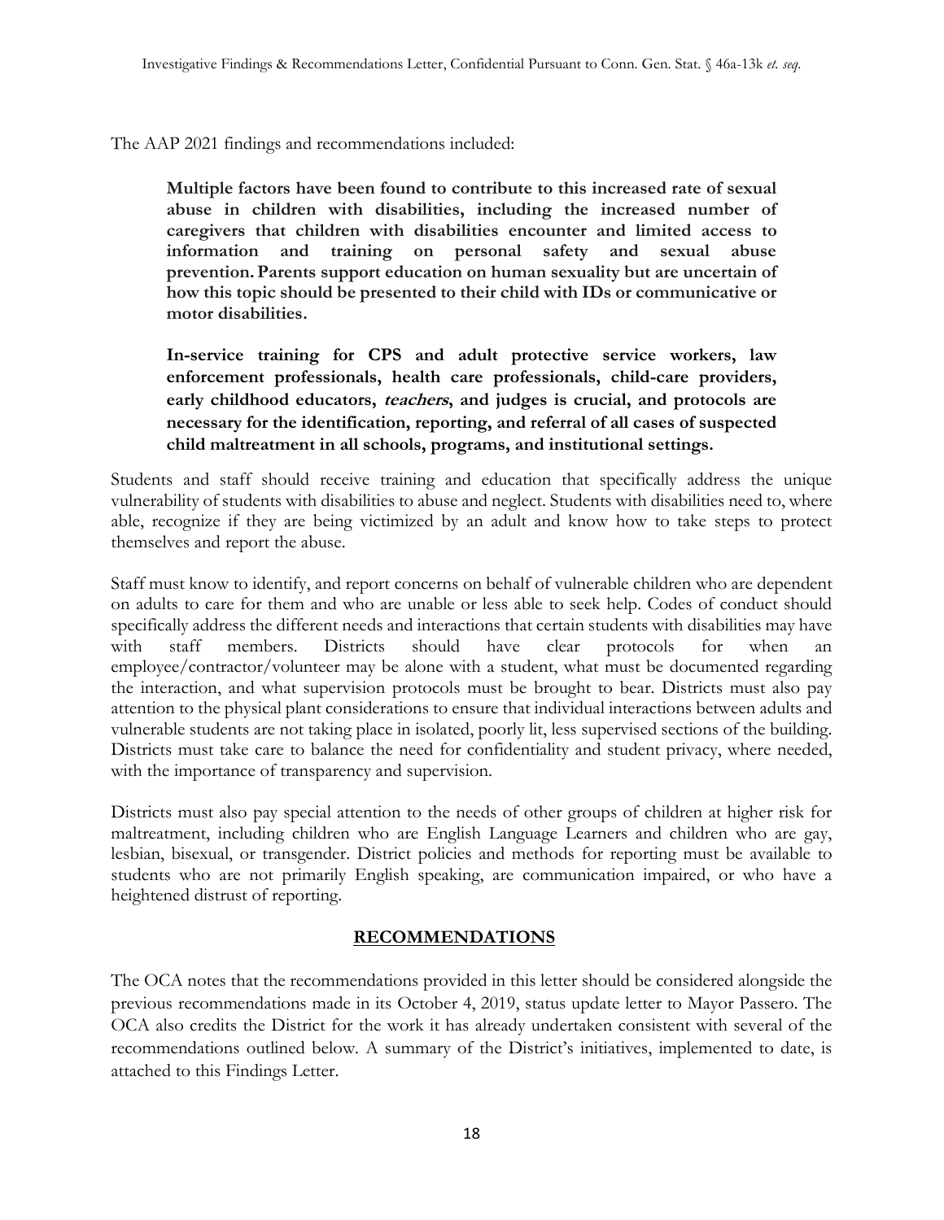The AAP 2021 findings and recommendations included:

> **Multiple factors have been found to contribute to this increased rate of sexual abuse in children with disabilities, including the increased number of caregivers that children with disabilities encounter and limited access to information and training on personal safety and sexual abuse prevention. Parents support education on human sexuality but are uncertain of how this topic should be presented to their child with IDs or communicative or motor disabilities.**
>
> **In-service training for CPS and adult protective service workers, law enforcement professionals, health care professionals, child-care providers, early childhood educators, *teachers*, and judges is crucial, and protocols are necessary for the identification, reporting, and referral of all cases of suspected child maltreatment in all schools, programs, and institutional settings.**

Students and staff should receive training and education that specifically address the unique vulnerability of students with disabilities to abuse and neglect. Students with disabilities need to, where able, recognize if they are being victimized by an adult and know how to take steps to protect themselves and report the abuse.

Staff must know to identify, and report concerns on behalf of vulnerable children who are dependent on adults to care for them and who are unable or less able to seek help. Codes of conduct should specifically address the different needs and interactions that certain students with disabilities may have with staff members. Districts should have clear protocols for when an employee/contractor/volunteer may be alone with a student, what must be documented regarding the interaction, and what supervision protocols must be brought to bear. Districts must also pay attention to the physical plant considerations to ensure that individual interactions between adults and vulnerable students are not taking place in isolated, poorly lit, less supervised sections of the building. Districts must take care to balance the need for confidentiality and student privacy, where needed, with the importance of transparency and supervision.

Districts must also pay special attention to the needs of other groups of children at higher risk for maltreatment, including children who are English Language Learners and children who are gay, lesbian, bisexual, or transgender. District policies and methods for reporting must be available to students who are not primarily English speaking, are communication impaired, or who have a heightened distrust of reporting.

## RECOMMENDATIONS

The OCA notes that the recommendations provided in this letter should be considered alongside the previous recommendations made in its October 4, 2019, status update letter to Mayor Passero. The OCA also credits the District for the work it has already undertaken consistent with several of the recommendations outlined below. A summary of the District's initiatives, implemented to date, is attached to this Findings Letter.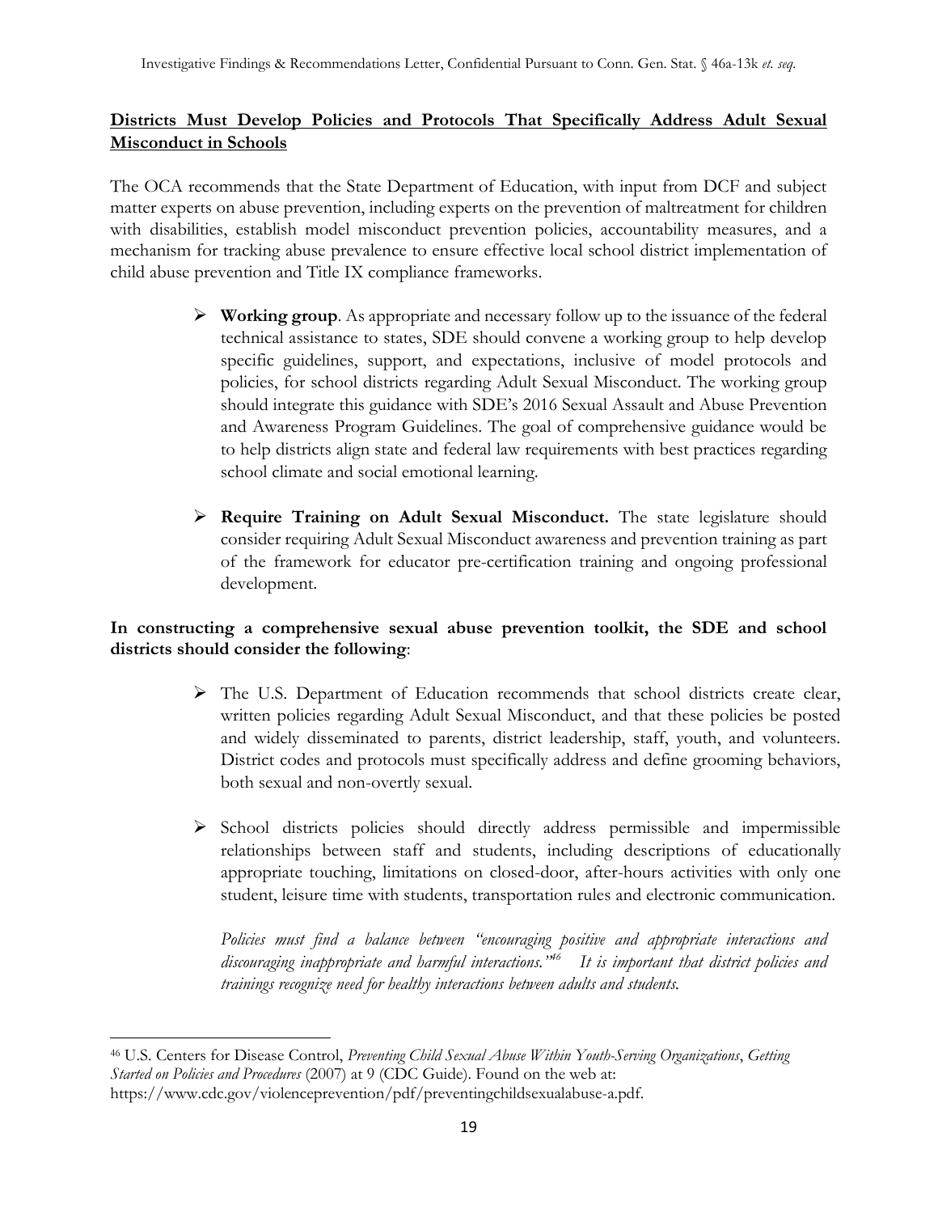**<u>Districts Must Develop Policies and Protocols That Specifically Address Adult Sexual Misconduct in Schools</u>**

The OCA recommends that the State Department of Education, with input from DCF and subject matter experts on abuse prevention, including experts on the prevention of maltreatment for children with disabilities, establish model misconduct prevention policies, accountability measures, and a mechanism for tracking abuse prevalence to ensure effective local school district implementation of child abuse prevention and Title IX compliance frameworks.

- **Working group**. As appropriate and necessary follow up to the issuance of the federal technical assistance to states, SDE should convene a working group to help develop specific guidelines, support, and expectations, inclusive of model protocols and policies, for school districts regarding Adult Sexual Misconduct. The working group should integrate this guidance with SDE's 2016 Sexual Assault and Abuse Prevention and Awareness Program Guidelines. The goal of comprehensive guidance would be to help districts align state and federal law requirements with best practices regarding school climate and social emotional learning.

- **Require Training on Adult Sexual Misconduct.** The state legislature should consider requiring Adult Sexual Misconduct awareness and prevention training as part of the framework for educator pre-certification training and ongoing professional development.

**In constructing a comprehensive sexual abuse prevention toolkit, the SDE and school districts should consider the following**:

- The U.S. Department of Education recommends that school districts create clear, written policies regarding Adult Sexual Misconduct, and that these policies be posted and widely disseminated to parents, district leadership, staff, youth, and volunteers. District codes and protocols must specifically address and define grooming behaviors, both sexual and non-overtly sexual.

- School districts policies should directly address permissible and impermissible relationships between staff and students, including descriptions of educationally appropriate touching, limitations on closed-door, after-hours activities with only one student, leisure time with students, transportation rules and electronic communication.

  *Policies must find a balance between "encouraging positive and appropriate interactions and discouraging inappropriate and harmful interactions."*[46] *It is important that district policies and trainings recognize need for healthy interactions between adults and students.*

---

[46] U.S. Centers for Disease Control, *Preventing Child Sexual Abuse Within Youth-Serving Organizations*, *Getting Started on Policies and Procedures* (2007) at 9 (CDC Guide). Found on the web at: https://www.cdc.gov/violenceprevention/pdf/preventingchildsexualabuse-a.pdf.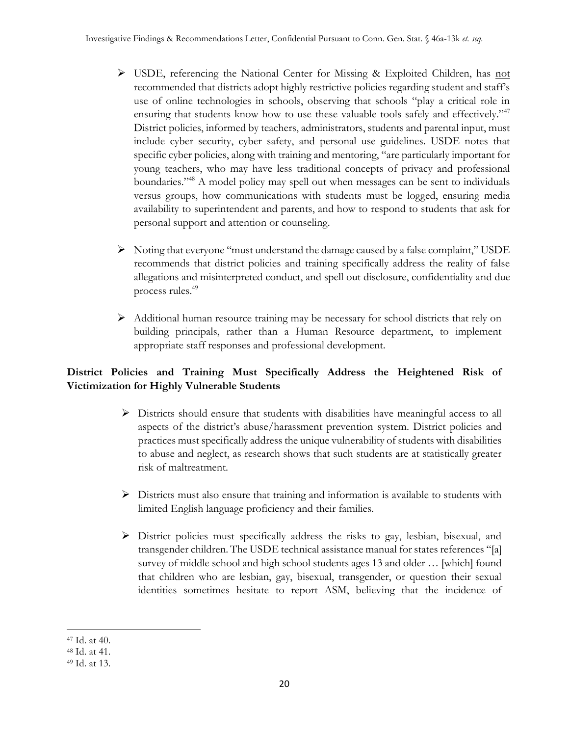- USDE, referencing the National Center for Missing & Exploited Children, has <u>not</u> recommended that districts adopt highly restrictive policies regarding student and staff's use of online technologies in schools, observing that schools "play a critical role in ensuring that students know how to use these valuable tools safely and effectively."[47] District policies, informed by teachers, administrators, students and parental input, must include cyber security, cyber safety, and personal use guidelines. USDE notes that specific cyber policies, along with training and mentoring, "are particularly important for young teachers, who may have less traditional concepts of privacy and professional boundaries."[48] A model policy may spell out when messages can be sent to individuals versus groups, how communications with students must be logged, ensuring media availability to superintendent and parents, and how to respond to students that ask for personal support and attention or counseling.

- Noting that everyone "must understand the damage caused by a false complaint," USDE recommends that district policies and training specifically address the reality of false allegations and misinterpreted conduct, and spell out disclosure, confidentiality and due process rules.[49]

- Additional human resource training may be necessary for school districts that rely on building principals, rather than a Human Resource department, to implement appropriate staff responses and professional development.

**District Policies and Training Must Specifically Address the Heightened Risk of Victimization for Highly Vulnerable Students**

- Districts should ensure that students with disabilities have meaningful access to all aspects of the district's abuse/harassment prevention system. District policies and practices must specifically address the unique vulnerability of students with disabilities to abuse and neglect, as research shows that such students are at statistically greater risk of maltreatment.

- Districts must also ensure that training and information is available to students with limited English language proficiency and their families.

- District policies must specifically address the risks to gay, lesbian, bisexual, and transgender children. The USDE technical assistance manual for states references "[a] survey of middle school and high school students ages 13 and older … [which] found that children who are lesbian, gay, bisexual, transgender, or question their sexual identities sometimes hesitate to report ASM, believing that the incidence of

---

[47] Id. at 40.

[48] Id. at 41.

[49] Id. at 13.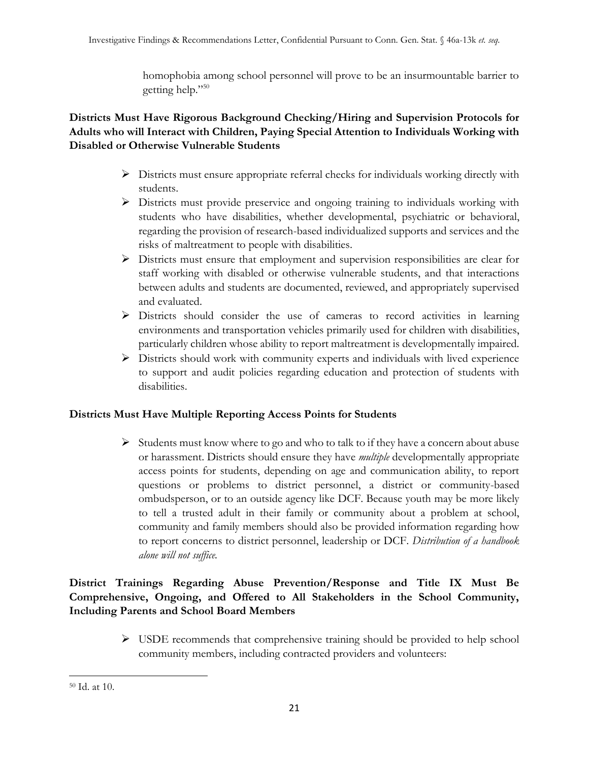homophobia among school personnel will prove to be an insurmountable barrier to getting help."[50]

**Districts Must Have Rigorous Background Checking/Hiring and Supervision Protocols for Adults who will Interact with Children, Paying Special Attention to Individuals Working with Disabled or Otherwise Vulnerable Students**

- Districts must ensure appropriate referral checks for individuals working directly with students.
- Districts must provide preservice and ongoing training to individuals working with students who have disabilities, whether developmental, psychiatric or behavioral, regarding the provision of research-based individualized supports and services and the risks of maltreatment to people with disabilities.
- Districts must ensure that employment and supervision responsibilities are clear for staff working with disabled or otherwise vulnerable students, and that interactions between adults and students are documented, reviewed, and appropriately supervised and evaluated.
- Districts should consider the use of cameras to record activities in learning environments and transportation vehicles primarily used for children with disabilities, particularly children whose ability to report maltreatment is developmentally impaired.
- Districts should work with community experts and individuals with lived experience to support and audit policies regarding education and protection of students with disabilities.

**Districts Must Have Multiple Reporting Access Points for Students**

- Students must know where to go and who to talk to if they have a concern about abuse or harassment. Districts should ensure they have *multiple* developmentally appropriate access points for students, depending on age and communication ability, to report questions or problems to district personnel, a district or community-based ombudsperson, or to an outside agency like DCF. Because youth may be more likely to tell a trusted adult in their family or community about a problem at school, community and family members should also be provided information regarding how to report concerns to district personnel, leadership or DCF. *Distribution of a handbook alone will not suffice.*

**District Trainings Regarding Abuse Prevention/Response and Title IX Must Be Comprehensive, Ongoing, and Offered to All Stakeholders in the School Community, Including Parents and School Board Members**

- USDE recommends that comprehensive training should be provided to help school community members, including contracted providers and volunteers:

[50] Id. at 10.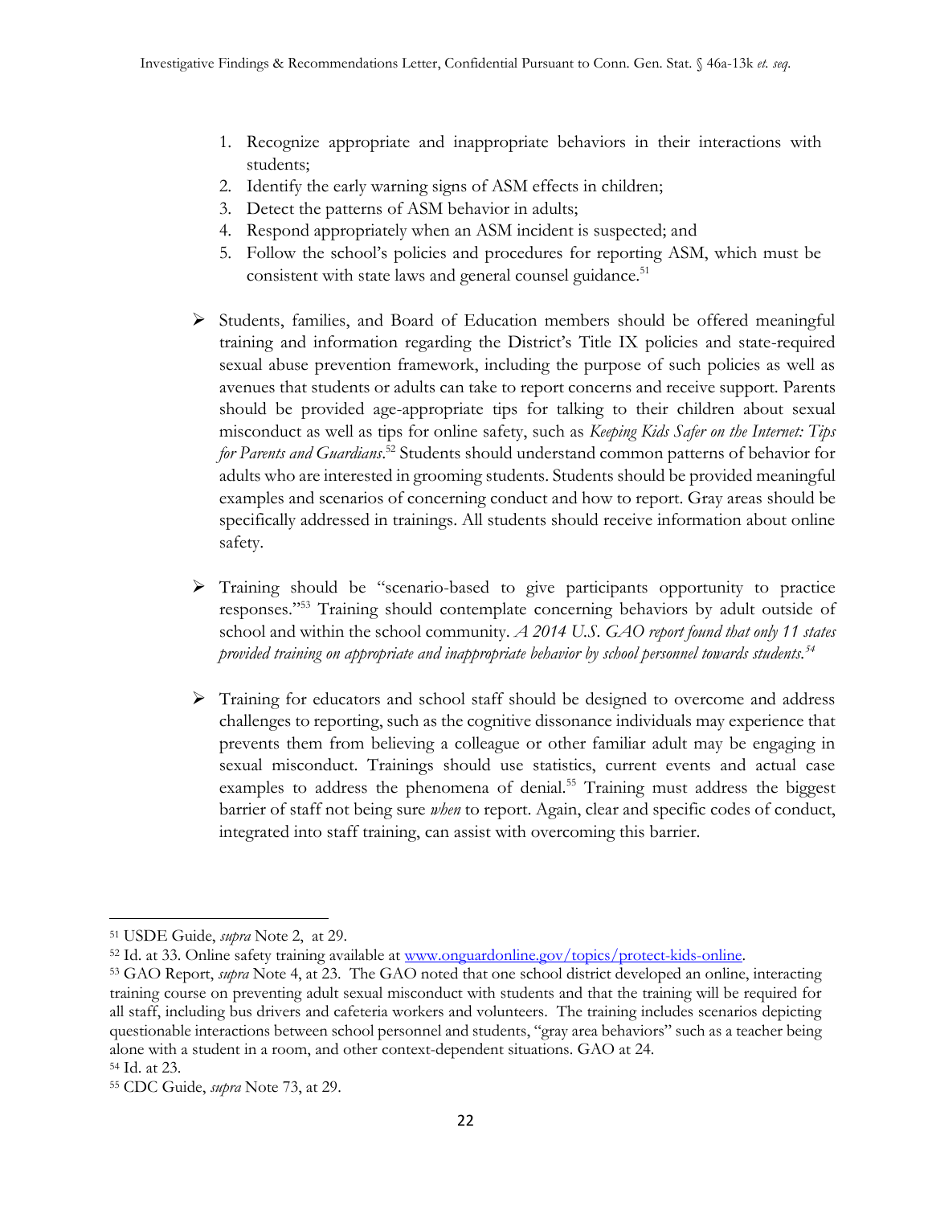1. Recognize appropriate and inappropriate behaviors in their interactions with students;
2. Identify the early warning signs of ASM effects in children;
3. Detect the patterns of ASM behavior in adults;
4. Respond appropriately when an ASM incident is suspected; and
5. Follow the school's policies and procedures for reporting ASM, which must be consistent with state laws and general counsel guidance.[51]

- Students, families, and Board of Education members should be offered meaningful training and information regarding the District's Title IX policies and state-required sexual abuse prevention framework, including the purpose of such policies as well as avenues that students or adults can take to report concerns and receive support. Parents should be provided age-appropriate tips for talking to their children about sexual misconduct as well as tips for online safety, such as *Keeping Kids Safer on the Internet: Tips for Parents and Guardians*.[52] Students should understand common patterns of behavior for adults who are interested in grooming students. Students should be provided meaningful examples and scenarios of concerning conduct and how to report. Gray areas should be specifically addressed in trainings. All students should receive information about online safety.

- Training should be "scenario-based to give participants opportunity to practice responses."[53] Training should contemplate concerning behaviors by adult outside of school and within the school community. *A 2014 U.S. GAO report found that only 11 states provided training on appropriate and inappropriate behavior by school personnel towards students.*[54]

- Training for educators and school staff should be designed to overcome and address challenges to reporting, such as the cognitive dissonance individuals may experience that prevents them from believing a colleague or other familiar adult may be engaging in sexual misconduct. Trainings should use statistics, current events and actual case examples to address the phenomena of denial.[55] Training must address the biggest barrier of staff not being sure *when* to report. Again, clear and specific codes of conduct, integrated into staff training, can assist with overcoming this barrier.

---

[51] USDE Guide, *supra* Note 2, at 29.

[52] Id. at 33. Online safety training available at www.onguardonline.gov/topics/protect-kids-online.

[53] GAO Report, *supra* Note 4, at 23. The GAO noted that one school district developed an online, interacting training course on preventing adult sexual misconduct with students and that the training will be required for all staff, including bus drivers and cafeteria workers and volunteers. The training includes scenarios depicting questionable interactions between school personnel and students, "gray area behaviors" such as a teacher being alone with a student in a room, and other context-dependent situations. GAO at 24.

[54] Id. at 23.

[55] CDC Guide, *supra* Note 73, at 29.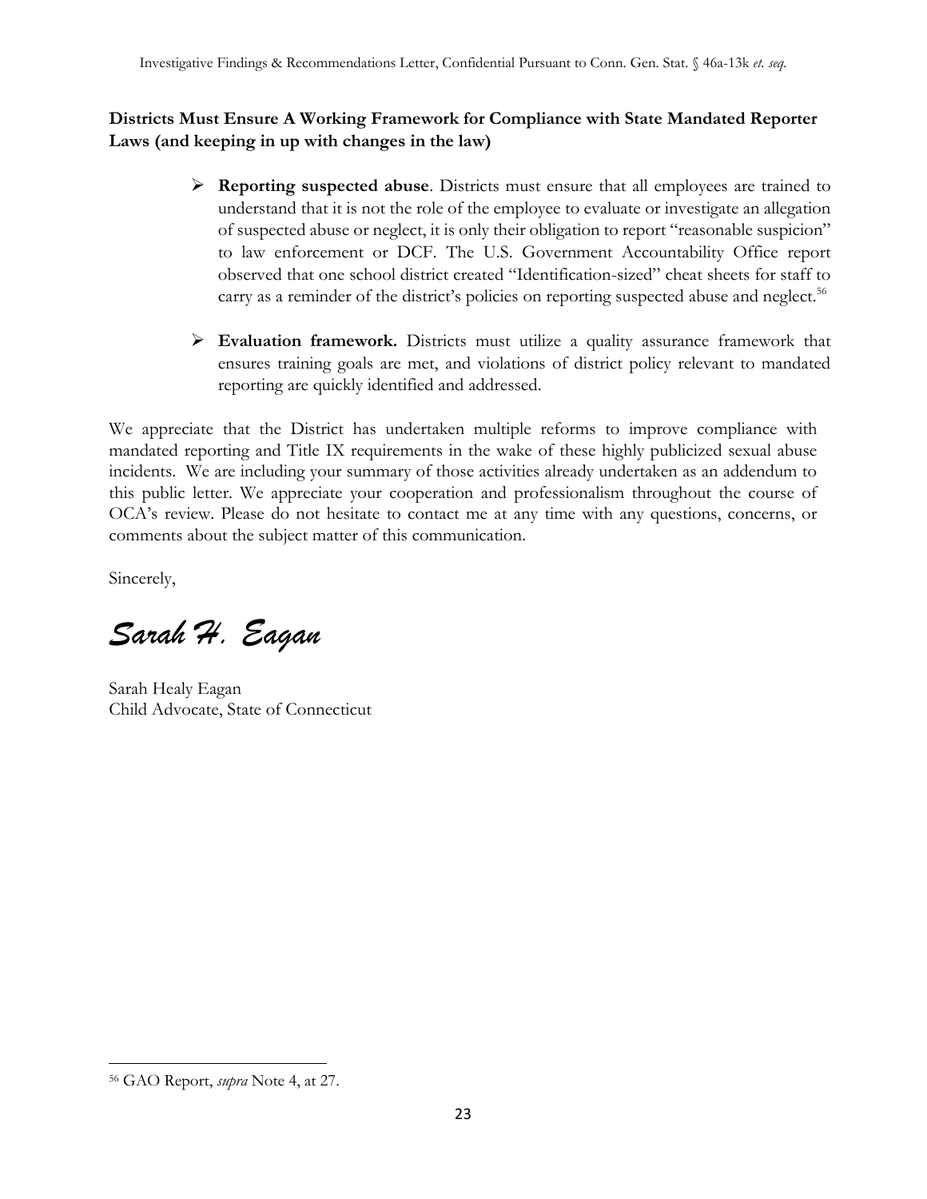**Districts Must Ensure A Working Framework for Compliance with State Mandated Reporter Laws (and keeping in up with changes in the law)**

- **Reporting suspected abuse**. Districts must ensure that all employees are trained to understand that it is not the role of the employee to evaluate or investigate an allegation of suspected abuse or neglect, it is only their obligation to report "reasonable suspicion" to law enforcement or DCF. The U.S. Government Accountability Office report observed that one school district created "Identification-sized" cheat sheets for staff to carry as a reminder of the district's policies on reporting suspected abuse and neglect.[56]

- **Evaluation framework.** Districts must utilize a quality assurance framework that ensures training goals are met, and violations of district policy relevant to mandated reporting are quickly identified and addressed.

We appreciate that the District has undertaken multiple reforms to improve compliance with mandated reporting and Title IX requirements in the wake of these highly publicized sexual abuse incidents. We are including your summary of those activities already undertaken as an addendum to this public letter. We appreciate your cooperation and professionalism throughout the course of OCA's review. Please do not hesitate to contact me at any time with any questions, concerns, or comments about the subject matter of this communication.

Sincerely,

*Sarah H. Eagan*

Sarah Healy Eagan
Child Advocate, State of Connecticut

---

[56] GAO Report, *supra* Note 4, at 27.